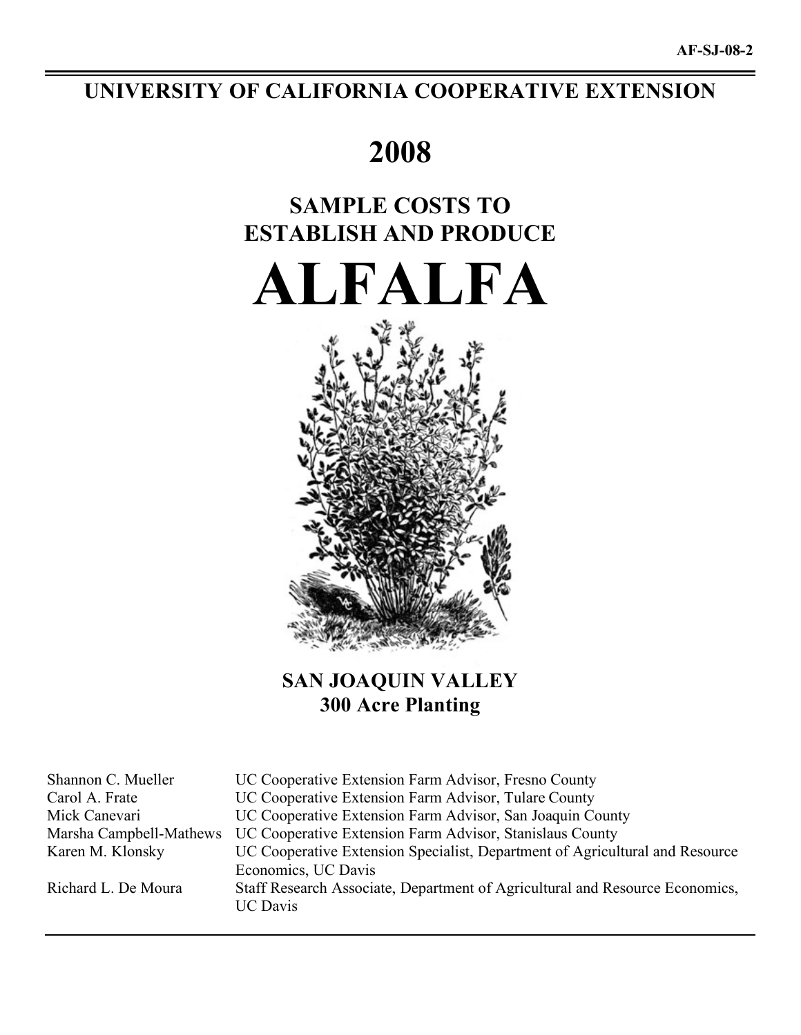AF-SJ-08-2

# UNIVERSITY OF CALIFORNIA COOPERATIVE EXTENSION

# 2008

## SAMPLE COSTS TO ESTABLISH AND PRODUCE

# ALFALFA

## SAN JOAQUIN VALLEY
## 300 Acre Planting

| | |
|---|---|
| Shannon C. Mueller | UC Cooperative Extension Farm Advisor, Fresno County |
| Carol A. Frate | UC Cooperative Extension Farm Advisor, Tulare County |
| Mick Canevari | UC Cooperative Extension Farm Advisor, San Joaquin County |
| Marsha Campbell-Mathews | UC Cooperative Extension Farm Advisor, Stanislaus County |
| Karen M. Klonsky | UC Cooperative Extension Specialist, Department of Agricultural and Resource Economics, UC Davis |
| Richard L. De Moura | Staff Research Associate, Department of Agricultural and Resource Economics, UC Davis |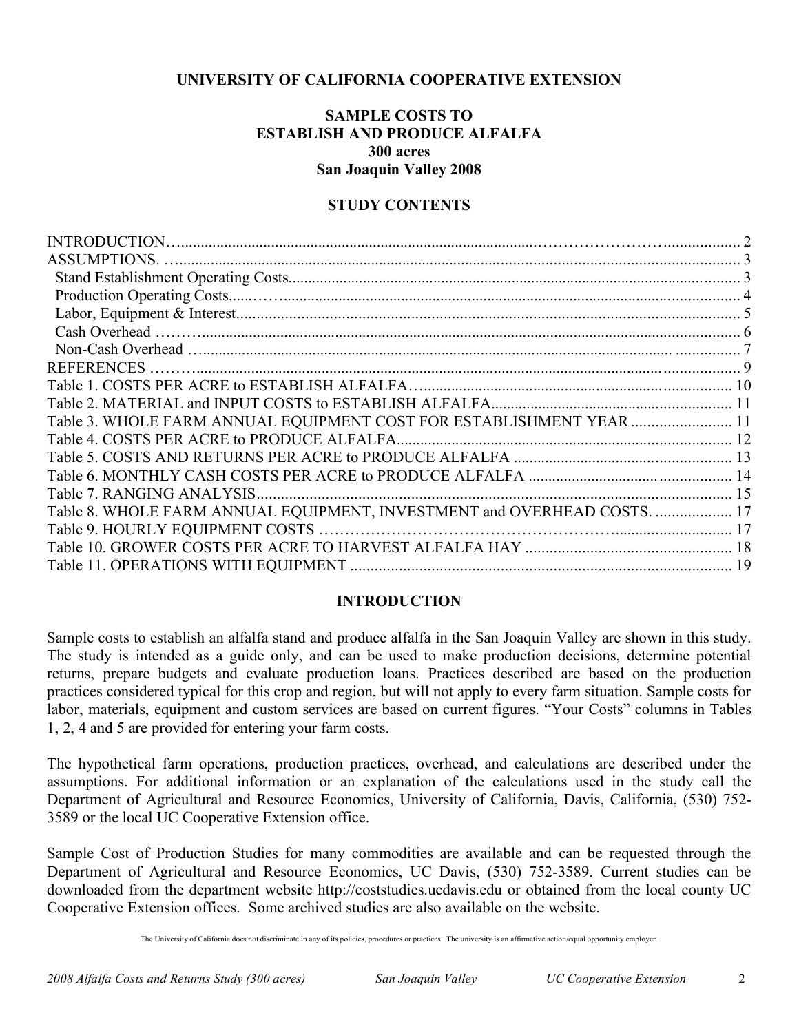**UNIVERSITY OF CALIFORNIA COOPERATIVE EXTENSION**

# SAMPLE COSTS TO ESTABLISH AND PRODUCE ALFALFA
## 300 acres
## San Joaquin Valley 2008

## STUDY CONTENTS

| | |
|---|---|
| INTRODUCTION | 2 |
| ASSUMPTIONS. | 3 |
| Stand Establishment Operating Costs | 3 |
| Production Operating Costs | 4 |
| Labor, Equipment & Interest | 5 |
| Cash Overhead | 6 |
| Non-Cash Overhead | 7 |
| REFERENCES | 9 |
| Table 1. COSTS PER ACRE to ESTABLISH ALFALFA | 10 |
| Table 2. MATERIAL and INPUT COSTS to ESTABLISH ALFALFA | 11 |
| Table 3. WHOLE FARM ANNUAL EQUIPMENT COST FOR ESTABLISHMENT YEAR | 11 |
| Table 4. COSTS PER ACRE to PRODUCE ALFALFA | 12 |
| Table 5. COSTS AND RETURNS PER ACRE to PRODUCE ALFALFA | 13 |
| Table 6. MONTHLY CASH COSTS PER ACRE to PRODUCE ALFALFA | 14 |
| Table 7. RANGING ANALYSIS | 15 |
| Table 8. WHOLE FARM ANNUAL EQUIPMENT, INVESTMENT and OVERHEAD COSTS. | 17 |
| Table 9. HOURLY EQUIPMENT COSTS | 17 |
| Table 10. GROWER COSTS PER ACRE TO HARVEST ALFALFA HAY | 18 |
| Table 11. OPERATIONS WITH EQUIPMENT | 19 |

## INTRODUCTION

Sample costs to establish an alfalfa stand and produce alfalfa in the San Joaquin Valley are shown in this study. The study is intended as a guide only, and can be used to make production decisions, determine potential returns, prepare budgets and evaluate production loans. Practices described are based on the production practices considered typical for this crop and region, but will not apply to every farm situation. Sample costs for labor, materials, equipment and custom services are based on current figures. "Your Costs" columns in Tables 1, 2, 4 and 5 are provided for entering your farm costs.

The hypothetical farm operations, production practices, overhead, and calculations are described under the assumptions. For additional information or an explanation of the calculations used in the study call the Department of Agricultural and Resource Economics, University of California, Davis, California, (530) 752-3589 or the local UC Cooperative Extension office.

Sample Cost of Production Studies for many commodities are available and can be requested through the Department of Agricultural and Resource Economics, UC Davis, (530) 752-3589. Current studies can be downloaded from the department website http://coststudies.ucdavis.edu or obtained from the local county UC Cooperative Extension offices. Some archived studies are also available on the website.

The University of California does not discriminate in any of its policies, procedures or practices. The university is an affirmative action/equal opportunity employer.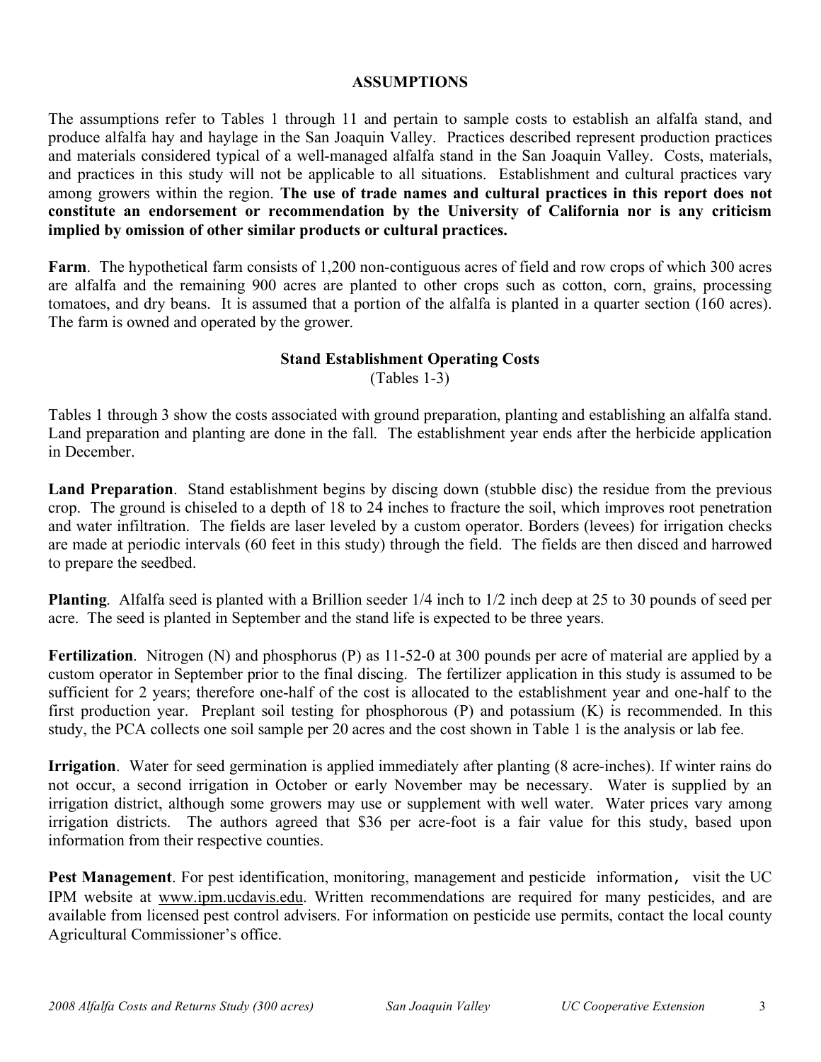## ASSUMPTIONS

The assumptions refer to Tables 1 through 11 and pertain to sample costs to establish an alfalfa stand, and produce alfalfa hay and haylage in the San Joaquin Valley. Practices described represent production practices and materials considered typical of a well-managed alfalfa stand in the San Joaquin Valley. Costs, materials, and practices in this study will not be applicable to all situations. Establishment and cultural practices vary among growers within the region. **The use of trade names and cultural practices in this report does not constitute an endorsement or recommendation by the University of California nor is any criticism implied by omission of other similar products or cultural practices.**

**Farm**. The hypothetical farm consists of 1,200 non-contiguous acres of field and row crops of which 300 acres are alfalfa and the remaining 900 acres are planted to other crops such as cotton, corn, grains, processing tomatoes, and dry beans. It is assumed that a portion of the alfalfa is planted in a quarter section (160 acres). The farm is owned and operated by the grower.

### Stand Establishment Operating Costs

(Tables 1-3)

Tables 1 through 3 show the costs associated with ground preparation, planting and establishing an alfalfa stand. Land preparation and planting are done in the fall. The establishment year ends after the herbicide application in December.

**Land Preparation**. Stand establishment begins by discing down (stubble disc) the residue from the previous crop. The ground is chiseled to a depth of 18 to 24 inches to fracture the soil, which improves root penetration and water infiltration. The fields are laser leveled by a custom operator. Borders (levees) for irrigation checks are made at periodic intervals (60 feet in this study) through the field. The fields are then disced and harrowed to prepare the seedbed.

**Planting**. Alfalfa seed is planted with a Brillion seeder 1/4 inch to 1/2 inch deep at 25 to 30 pounds of seed per acre. The seed is planted in September and the stand life is expected to be three years.

**Fertilization**. Nitrogen (N) and phosphorus (P) as 11-52-0 at 300 pounds per acre of material are applied by a custom operator in September prior to the final discing. The fertilizer application in this study is assumed to be sufficient for 2 years; therefore one-half of the cost is allocated to the establishment year and one-half to the first production year. Preplant soil testing for phosphorous (P) and potassium (K) is recommended. In this study, the PCA collects one soil sample per 20 acres and the cost shown in Table 1 is the analysis or lab fee.

**Irrigation**. Water for seed germination is applied immediately after planting (8 acre-inches). If winter rains do not occur, a second irrigation in October or early November may be necessary. Water is supplied by an irrigation district, although some growers may use or supplement with well water. Water prices vary among irrigation districts. The authors agreed that $36 per acre-foot is a fair value for this study, based upon information from their respective counties.

**Pest Management**. For pest identification, monitoring, management and pesticide information, visit the UC IPM website at www.ipm.ucdavis.edu. Written recommendations are required for many pesticides, and are available from licensed pest control advisers. For information on pesticide use permits, contact the local county Agricultural Commissioner's office.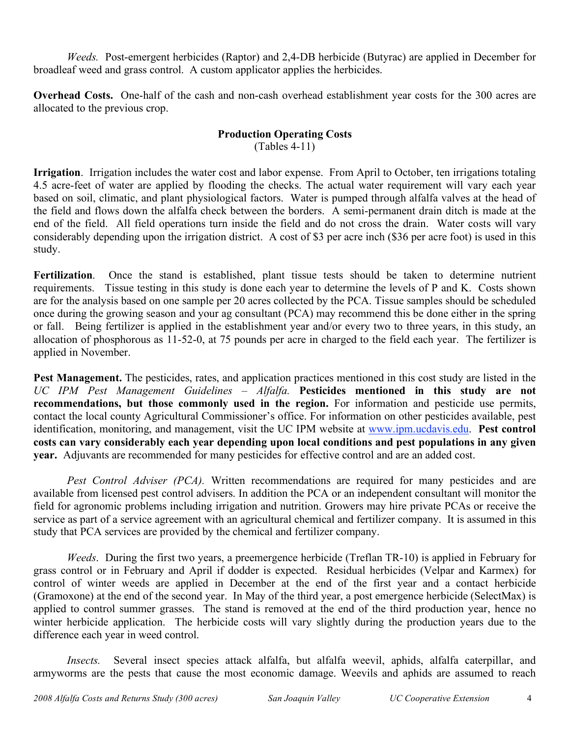*Weeds.* Post-emergent herbicides (Raptor) and 2,4-DB herbicide (Butyrac) are applied in December for broadleaf weed and grass control. A custom applicator applies the herbicides.

**Overhead Costs.** One-half of the cash and non-cash overhead establishment year costs for the 300 acres are allocated to the previous crop.

## Production Operating Costs

(Tables 4-11)

**Irrigation**. Irrigation includes the water cost and labor expense. From April to October, ten irrigations totaling 4.5 acre-feet of water are applied by flooding the checks. The actual water requirement will vary each year based on soil, climatic, and plant physiological factors. Water is pumped through alfalfa valves at the head of the field and flows down the alfalfa check between the borders. A semi-permanent drain ditch is made at the end of the field. All field operations turn inside the field and do not cross the drain. Water costs will vary considerably depending upon the irrigation district. A cost of $3 per acre inch ($36 per acre foot) is used in this study.

**Fertilization**. Once the stand is established, plant tissue tests should be taken to determine nutrient requirements. Tissue testing in this study is done each year to determine the levels of P and K. Costs shown are for the analysis based on one sample per 20 acres collected by the PCA. Tissue samples should be scheduled once during the growing season and your ag consultant (PCA) may recommend this be done either in the spring or fall. Being fertilizer is applied in the establishment year and/or every two to three years, in this study, an allocation of phosphorous as 11-52-0, at 75 pounds per acre in charged to the field each year. The fertilizer is applied in November.

**Pest Management.** The pesticides, rates, and application practices mentioned in this cost study are listed in the *UC IPM Pest Management Guidelines – Alfalfa.* **Pesticides mentioned in this study are not recommendations, but those commonly used in the region.** For information and pesticide use permits, contact the local county Agricultural Commissioner's office. For information on other pesticides available, pest identification, monitoring, and management, visit the UC IPM website at www.ipm.ucdavis.edu. **Pest control costs can vary considerably each year depending upon local conditions and pest populations in any given year.** Adjuvants are recommended for many pesticides for effective control and are an added cost.

*Pest Control Adviser (PCA).* Written recommendations are required for many pesticides and are available from licensed pest control advisers. In addition the PCA or an independent consultant will monitor the field for agronomic problems including irrigation and nutrition. Growers may hire private PCAs or receive the service as part of a service agreement with an agricultural chemical and fertilizer company. It is assumed in this study that PCA services are provided by the chemical and fertilizer company.

*Weeds*. During the first two years, a preemergence herbicide (Treflan TR-10) is applied in February for grass control or in February and April if dodder is expected. Residual herbicides (Velpar and Karmex) for control of winter weeds are applied in December at the end of the first year and a contact herbicide (Gramoxone) at the end of the second year. In May of the third year, a post emergence herbicide (SelectMax) is applied to control summer grasses. The stand is removed at the end of the third production year, hence no winter herbicide application. The herbicide costs will vary slightly during the production years due to the difference each year in weed control.

*Insects.* Several insect species attack alfalfa, but alfalfa weevil, aphids, alfalfa caterpillar, and armyworms are the pests that cause the most economic damage. Weevils and aphids are assumed to reach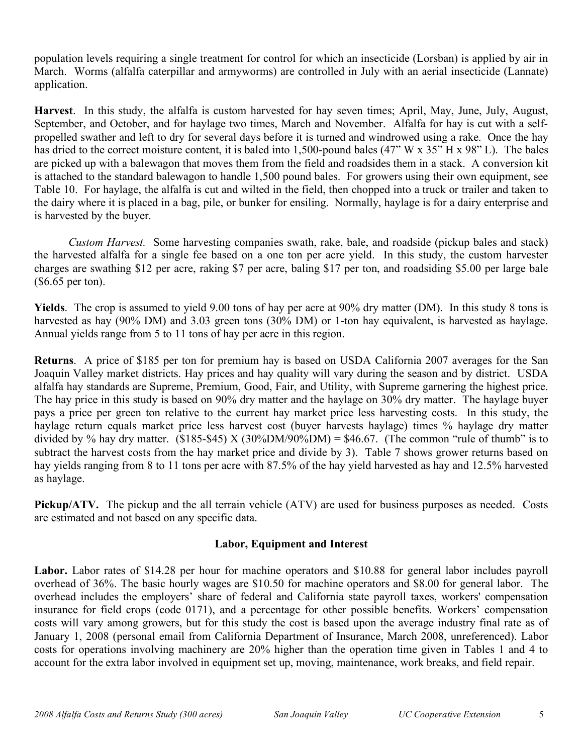population levels requiring a single treatment for control for which an insecticide (Lorsban) is applied by air in March. Worms (alfalfa caterpillar and armyworms) are controlled in July with an aerial insecticide (Lannate) application.

**Harvest**. In this study, the alfalfa is custom harvested for hay seven times; April, May, June, July, August, September, and October, and for haylage two times, March and November. Alfalfa for hay is cut with a self-propelled swather and left to dry for several days before it is turned and windrowed using a rake. Once the hay has dried to the correct moisture content, it is baled into 1,500-pound bales (47" W x 35" H x 98" L). The bales are picked up with a balewagon that moves them from the field and roadsides them in a stack. A conversion kit is attached to the standard balewagon to handle 1,500 pound bales. For growers using their own equipment, see Table 10. For haylage, the alfalfa is cut and wilted in the field, then chopped into a truck or trailer and taken to the dairy where it is placed in a bag, pile, or bunker for ensiling. Normally, haylage is for a dairy enterprise and is harvested by the buyer.

*Custom Harvest.* Some harvesting companies swath, rake, bale, and roadside (pickup bales and stack) the harvested alfalfa for a single fee based on a one ton per acre yield. In this study, the custom harvester charges are swathing $12 per acre, raking $7 per acre, baling $17 per ton, and roadsiding $5.00 per large bale ($6.65 per ton).

**Yields**. The crop is assumed to yield 9.00 tons of hay per acre at 90% dry matter (DM). In this study 8 tons is harvested as hay (90% DM) and 3.03 green tons (30% DM) or 1-ton hay equivalent, is harvested as haylage. Annual yields range from 5 to 11 tons of hay per acre in this region.

**Returns**. A price of $185 per ton for premium hay is based on USDA California 2007 averages for the San Joaquin Valley market districts. Hay prices and hay quality will vary during the season and by district. USDA alfalfa hay standards are Supreme, Premium, Good, Fair, and Utility, with Supreme garnering the highest price. The hay price in this study is based on 90% dry matter and the haylage on 30% dry matter. The haylage buyer pays a price per green ton relative to the current hay market price less harvesting costs. In this study, the haylage return equals market price less harvest cost (buyer harvests haylage) times % haylage dry matter divided by % hay dry matter. ($185-$45) X (30%DM/90%DM) = $46.67. (The common "rule of thumb" is to subtract the harvest costs from the hay market price and divide by 3). Table 7 shows grower returns based on hay yields ranging from 8 to 11 tons per acre with 87.5% of the hay yield harvested as hay and 12.5% harvested as haylage.

**Pickup/ATV.** The pickup and the all terrain vehicle (ATV) are used for business purposes as needed. Costs are estimated and not based on any specific data.

## Labor, Equipment and Interest

**Labor.** Labor rates of $14.28 per hour for machine operators and $10.88 for general labor includes payroll overhead of 36%. The basic hourly wages are $10.50 for machine operators and $8.00 for general labor. The overhead includes the employers' share of federal and California state payroll taxes, workers' compensation insurance for field crops (code 0171), and a percentage for other possible benefits. Workers' compensation costs will vary among growers, but for this study the cost is based upon the average industry final rate as of January 1, 2008 (personal email from California Department of Insurance, March 2008, unreferenced). Labor costs for operations involving machinery are 20% higher than the operation time given in Tables 1 and 4 to account for the extra labor involved in equipment set up, moving, maintenance, work breaks, and field repair.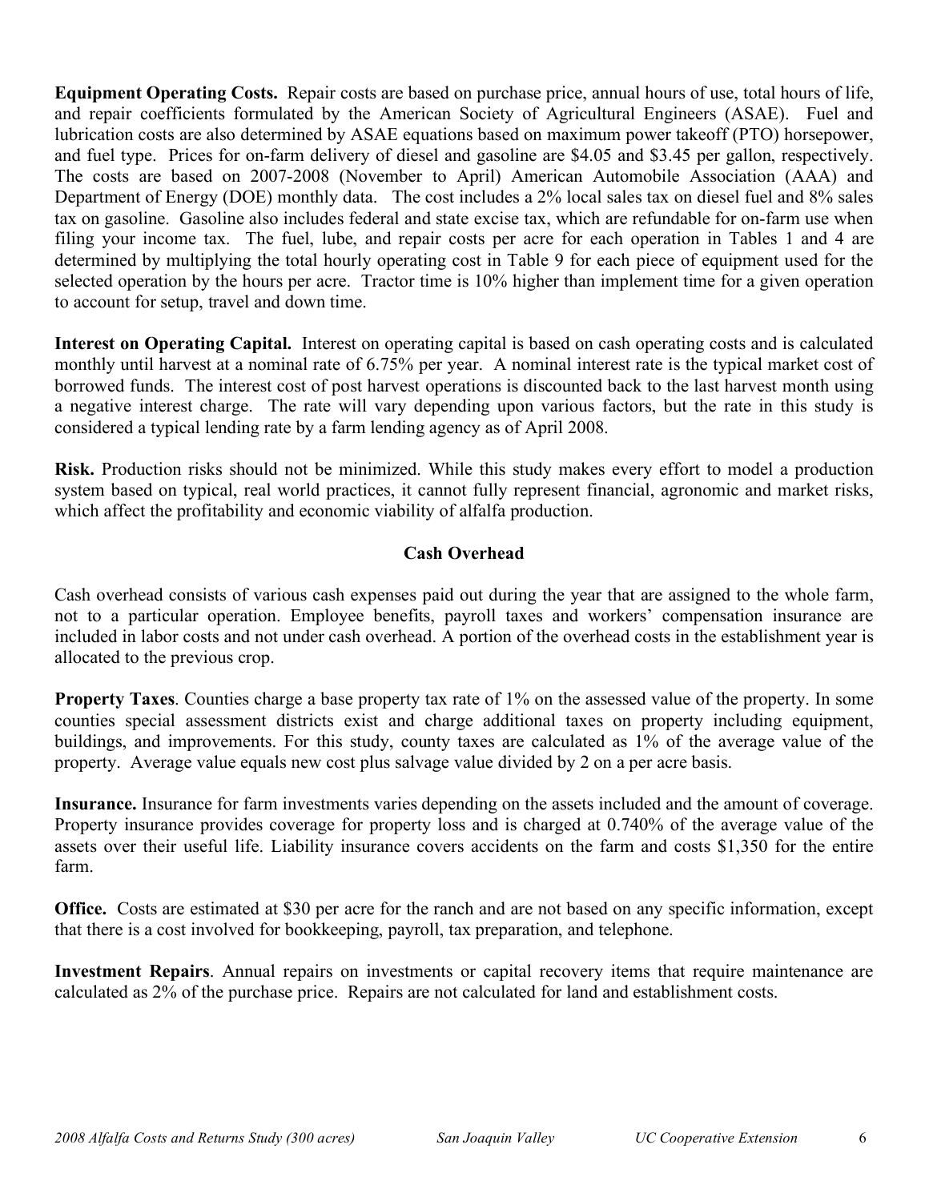**Equipment Operating Costs.** Repair costs are based on purchase price, annual hours of use, total hours of life, and repair coefficients formulated by the American Society of Agricultural Engineers (ASAE). Fuel and lubrication costs are also determined by ASAE equations based on maximum power takeoff (PTO) horsepower, and fuel type. Prices for on-farm delivery of diesel and gasoline are $4.05 and $3.45 per gallon, respectively. The costs are based on 2007-2008 (November to April) American Automobile Association (AAA) and Department of Energy (DOE) monthly data. The cost includes a 2% local sales tax on diesel fuel and 8% sales tax on gasoline. Gasoline also includes federal and state excise tax, which are refundable for on-farm use when filing your income tax. The fuel, lube, and repair costs per acre for each operation in Tables 1 and 4 are determined by multiplying the total hourly operating cost in Table 9 for each piece of equipment used for the selected operation by the hours per acre. Tractor time is 10% higher than implement time for a given operation to account for setup, travel and down time.

**Interest on Operating Capital.** Interest on operating capital is based on cash operating costs and is calculated monthly until harvest at a nominal rate of 6.75% per year. A nominal interest rate is the typical market cost of borrowed funds. The interest cost of post harvest operations is discounted back to the last harvest month using a negative interest charge. The rate will vary depending upon various factors, but the rate in this study is considered a typical lending rate by a farm lending agency as of April 2008.

**Risk.** Production risks should not be minimized. While this study makes every effort to model a production system based on typical, real world practices, it cannot fully represent financial, agronomic and market risks, which affect the profitability and economic viability of alfalfa production.

## Cash Overhead

Cash overhead consists of various cash expenses paid out during the year that are assigned to the whole farm, not to a particular operation. Employee benefits, payroll taxes and workers' compensation insurance are included in labor costs and not under cash overhead. A portion of the overhead costs in the establishment year is allocated to the previous crop.

**Property Taxes**. Counties charge a base property tax rate of 1% on the assessed value of the property. In some counties special assessment districts exist and charge additional taxes on property including equipment, buildings, and improvements. For this study, county taxes are calculated as 1% of the average value of the property. Average value equals new cost plus salvage value divided by 2 on a per acre basis.

**Insurance.** Insurance for farm investments varies depending on the assets included and the amount of coverage. Property insurance provides coverage for property loss and is charged at 0.740% of the average value of the assets over their useful life. Liability insurance covers accidents on the farm and costs $1,350 for the entire farm.

**Office.** Costs are estimated at $30 per acre for the ranch and are not based on any specific information, except that there is a cost involved for bookkeeping, payroll, tax preparation, and telephone.

**Investment Repairs**. Annual repairs on investments or capital recovery items that require maintenance are calculated as 2% of the purchase price. Repairs are not calculated for land and establishment costs.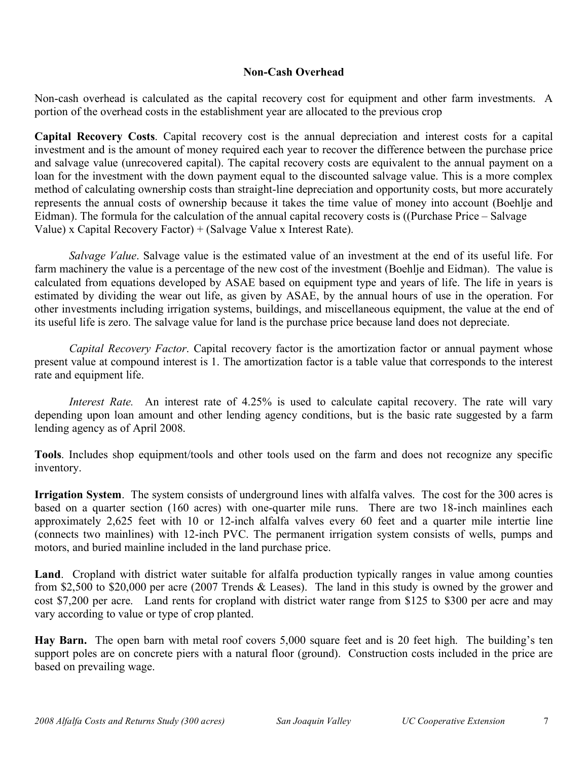## Non-Cash Overhead

Non-cash overhead is calculated as the capital recovery cost for equipment and other farm investments. A portion of the overhead costs in the establishment year are allocated to the previous crop

**Capital Recovery Costs**. Capital recovery cost is the annual depreciation and interest costs for a capital investment and is the amount of money required each year to recover the difference between the purchase price and salvage value (unrecovered capital). The capital recovery costs are equivalent to the annual payment on a loan for the investment with the down payment equal to the discounted salvage value. This is a more complex method of calculating ownership costs than straight-line depreciation and opportunity costs, but more accurately represents the annual costs of ownership because it takes the time value of money into account (Boehlje and Eidman). The formula for the calculation of the annual capital recovery costs is ((Purchase Price – Salvage Value) x Capital Recovery Factor) + (Salvage Value x Interest Rate).

*Salvage Value*. Salvage value is the estimated value of an investment at the end of its useful life. For farm machinery the value is a percentage of the new cost of the investment (Boehlje and Eidman). The value is calculated from equations developed by ASAE based on equipment type and years of life. The life in years is estimated by dividing the wear out life, as given by ASAE, by the annual hours of use in the operation. For other investments including irrigation systems, buildings, and miscellaneous equipment, the value at the end of its useful life is zero. The salvage value for land is the purchase price because land does not depreciate.

*Capital Recovery Factor*. Capital recovery factor is the amortization factor or annual payment whose present value at compound interest is 1. The amortization factor is a table value that corresponds to the interest rate and equipment life.

*Interest Rate.* An interest rate of 4.25% is used to calculate capital recovery. The rate will vary depending upon loan amount and other lending agency conditions, but is the basic rate suggested by a farm lending agency as of April 2008.

**Tools**. Includes shop equipment/tools and other tools used on the farm and does not recognize any specific inventory.

**Irrigation System**. The system consists of underground lines with alfalfa valves. The cost for the 300 acres is based on a quarter section (160 acres) with one-quarter mile runs. There are two 18-inch mainlines each approximately 2,625 feet with 10 or 12-inch alfalfa valves every 60 feet and a quarter mile intertie line (connects two mainlines) with 12-inch PVC. The permanent irrigation system consists of wells, pumps and motors, and buried mainline included in the land purchase price.

**Land**. Cropland with district water suitable for alfalfa production typically ranges in value among counties from $2,500 to $20,000 per acre (2007 Trends & Leases). The land in this study is owned by the grower and cost $7,200 per acre. Land rents for cropland with district water range from $125 to $300 per acre and may vary according to value or type of crop planted.

**Hay Barn.** The open barn with metal roof covers 5,000 square feet and is 20 feet high. The building's ten support poles are on concrete piers with a natural floor (ground). Construction costs included in the price are based on prevailing wage.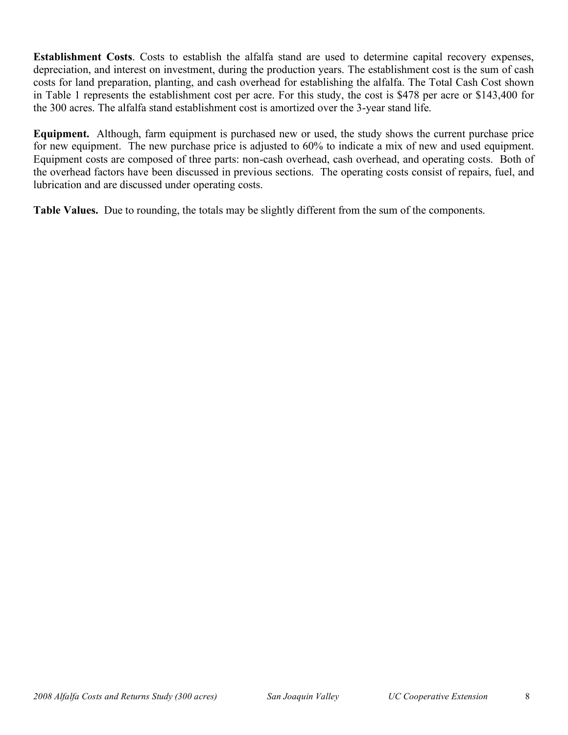**Establishment Costs**. Costs to establish the alfalfa stand are used to determine capital recovery expenses, depreciation, and interest on investment, during the production years. The establishment cost is the sum of cash costs for land preparation, planting, and cash overhead for establishing the alfalfa. The Total Cash Cost shown in Table 1 represents the establishment cost per acre. For this study, the cost is $478 per acre or $143,400 for the 300 acres. The alfalfa stand establishment cost is amortized over the 3-year stand life.

**Equipment.** Although, farm equipment is purchased new or used, the study shows the current purchase price for new equipment. The new purchase price is adjusted to 60% to indicate a mix of new and used equipment. Equipment costs are composed of three parts: non-cash overhead, cash overhead, and operating costs. Both of the overhead factors have been discussed in previous sections. The operating costs consist of repairs, fuel, and lubrication and are discussed under operating costs.

**Table Values.** Due to rounding, the totals may be slightly different from the sum of the components.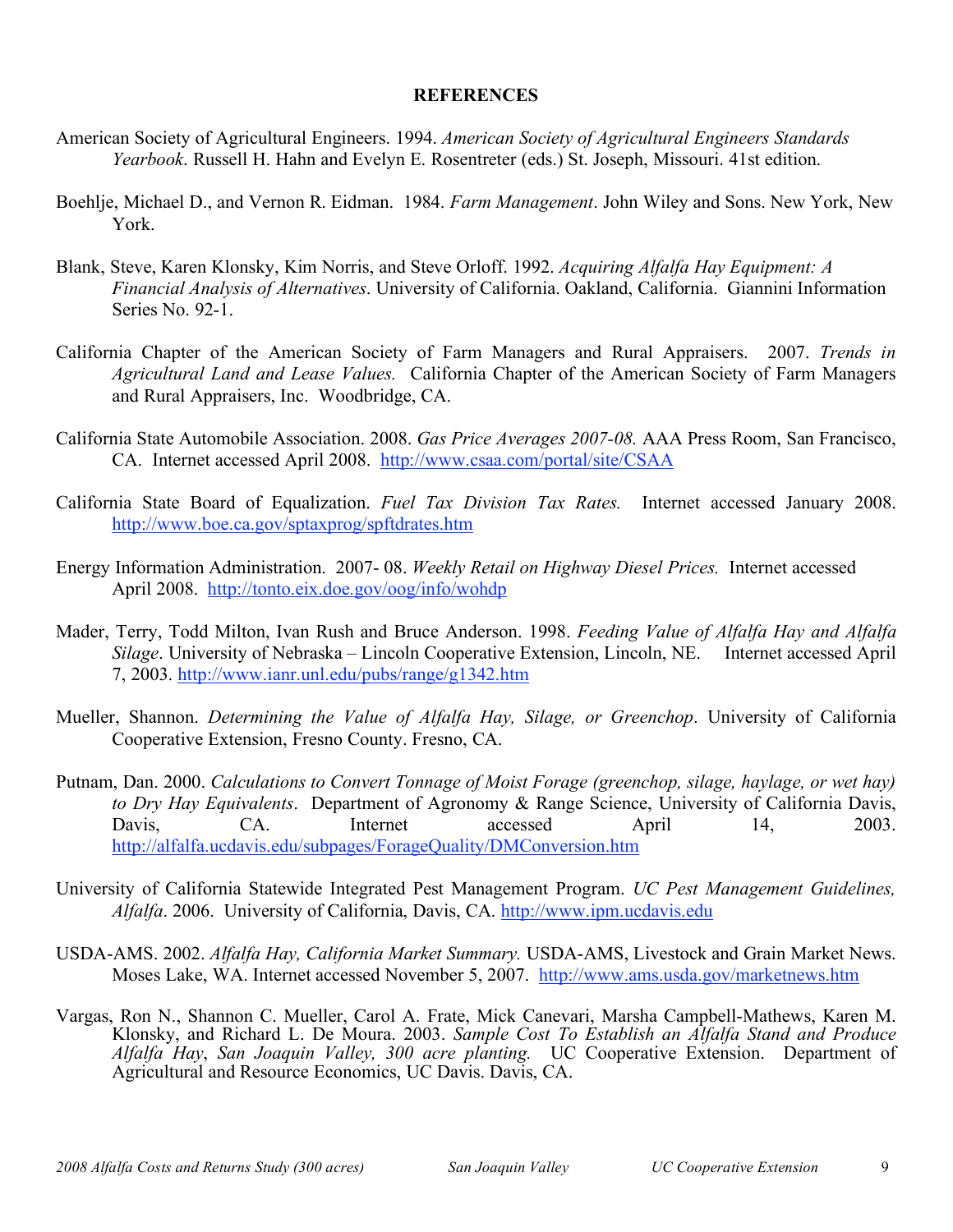## REFERENCES

American Society of Agricultural Engineers. 1994. *American Society of Agricultural Engineers Standards Yearbook*. Russell H. Hahn and Evelyn E. Rosentreter (eds.) St. Joseph, Missouri. 41st edition.

Boehlje, Michael D., and Vernon R. Eidman. 1984. *Farm Management*. John Wiley and Sons. New York, New York.

Blank, Steve, Karen Klonsky, Kim Norris, and Steve Orloff. 1992. *Acquiring Alfalfa Hay Equipment: A Financial Analysis of Alternatives*. University of California. Oakland, California. Giannini Information Series No. 92-1.

California Chapter of the American Society of Farm Managers and Rural Appraisers. 2007. *Trends in Agricultural Land and Lease Values.* California Chapter of the American Society of Farm Managers and Rural Appraisers, Inc. Woodbridge, CA.

California State Automobile Association. 2008. *Gas Price Averages 2007-08.* AAA Press Room, San Francisco, CA. Internet accessed April 2008. http://www.csaa.com/portal/site/CSAA

California State Board of Equalization. *Fuel Tax Division Tax Rates.* Internet accessed January 2008. http://www.boe.ca.gov/sptaxprog/spftdrates.htm

Energy Information Administration. 2007- 08. *Weekly Retail on Highway Diesel Prices.* Internet accessed April 2008. http://tonto.eix.doe.gov/oog/info/wohdp

Mader, Terry, Todd Milton, Ivan Rush and Bruce Anderson. 1998. *Feeding Value of Alfalfa Hay and Alfalfa Silage*. University of Nebraska – Lincoln Cooperative Extension, Lincoln, NE. Internet accessed April 7, 2003. http://www.ianr.unl.edu/pubs/range/g1342.htm

Mueller, Shannon. *Determining the Value of Alfalfa Hay, Silage, or Greenchop*. University of California Cooperative Extension, Fresno County. Fresno, CA.

Putnam, Dan. 2000. *Calculations to Convert Tonnage of Moist Forage (greenchop, silage, haylage, or wet hay) to Dry Hay Equivalents*. Department of Agronomy & Range Science, University of California Davis, Davis, CA. Internet accessed April 14, 2003. http://alfalfa.ucdavis.edu/subpages/ForageQuality/DMConversion.htm

University of California Statewide Integrated Pest Management Program. *UC Pest Management Guidelines, Alfalfa*. 2006. University of California, Davis, CA. http://www.ipm.ucdavis.edu

USDA-AMS. 2002. *Alfalfa Hay, California Market Summary.* USDA-AMS, Livestock and Grain Market News. Moses Lake, WA. Internet accessed November 5, 2007. http://www.ams.usda.gov/marketnews.htm

Vargas, Ron N., Shannon C. Mueller, Carol A. Frate, Mick Canevari, Marsha Campbell-Mathews, Karen M. Klonsky, and Richard L. De Moura. 2003. *Sample Cost To Establish an Alfalfa Stand and Produce Alfalfa Hay*, *San Joaquin Valley, 300 acre planting.* UC Cooperative Extension. Department of Agricultural and Resource Economics, UC Davis. Davis, CA.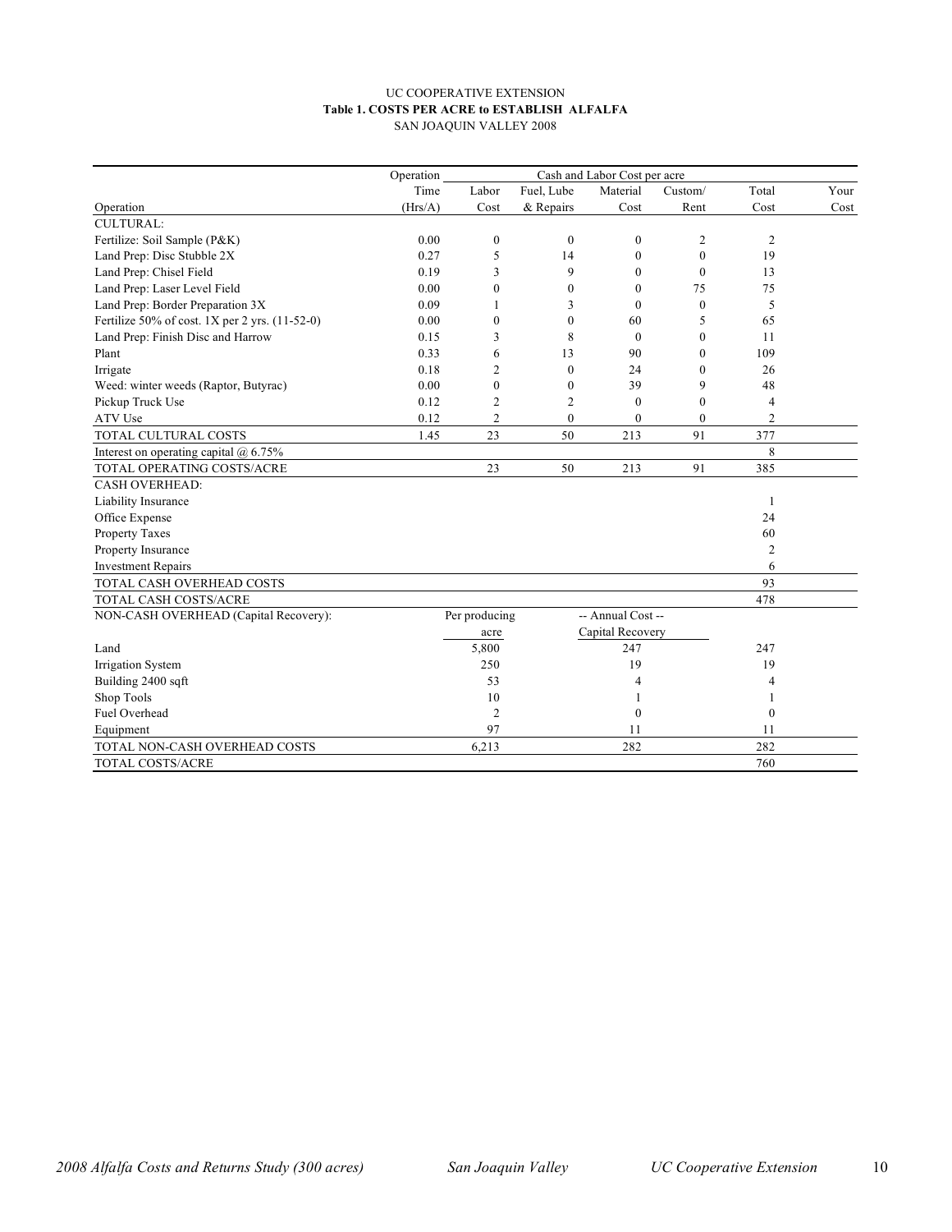UC COOPERATIVE EXTENSION

**Table 1. COSTS PER ACRE to ESTABLISH ALFALFA**

SAN JOAQUIN VALLEY 2008

| Operation | Operation Time (Hrs/A) | Labor Cost | Fuel, Lube & Repairs | Material Cost | Custom/ Rent | Total Cost | Your Cost |
|---|---|---|---|---|---|---|---|
| | | Cash and Labor Cost per acre | | | | | |
| CULTURAL: | | | | | | | |
| Fertilize: Soil Sample (P&K) | 0.00 | 0 | 0 | 0 | 2 | 2 | |
| Land Prep: Disc Stubble 2X | 0.27 | 5 | 14 | 0 | 0 | 19 | |
| Land Prep: Chisel Field | 0.19 | 3 | 9 | 0 | 0 | 13 | |
| Land Prep: Laser Level Field | 0.00 | 0 | 0 | 0 | 75 | 75 | |
| Land Prep: Border Preparation 3X | 0.09 | 1 | 3 | 0 | 0 | 5 | |
| Fertilize 50% of cost. 1X per 2 yrs. (11-52-0) | 0.00 | 0 | 0 | 60 | 5 | 65 | |
| Land Prep: Finish Disc and Harrow | 0.15 | 3 | 8 | 0 | 0 | 11 | |
| Plant | 0.33 | 6 | 13 | 90 | 0 | 109 | |
| Irrigate | 0.18 | 2 | 0 | 24 | 0 | 26 | |
| Weed: winter weeds (Raptor, Butyrac) | 0.00 | 0 | 0 | 39 | 9 | 48 | |
| Pickup Truck Use | 0.12 | 2 | 2 | 0 | 0 | 4 | |
| ATV Use | 0.12 | 2 | 0 | 0 | 0 | 2 | |
| TOTAL CULTURAL COSTS | 1.45 | 23 | 50 | 213 | 91 | 377 | |
| Interest on operating capital @ 6.75% | | | | | | 8 | |
| TOTAL OPERATING COSTS/ACRE | | 23 | 50 | 213 | 91 | 385 | |
| CASH OVERHEAD: | | | | | | | |
| Liability Insurance | | | | | | 1 | |
| Office Expense | | | | | | 24 | |
| Property Taxes | | | | | | 60 | |
| Property Insurance | | | | | | 2 | |
| Investment Repairs | | | | | | 6 | |
| TOTAL CASH OVERHEAD COSTS | | | | | | 93 | |
| TOTAL CASH COSTS/ACRE | | | | | | 478 | |
| NON-CASH OVERHEAD (Capital Recovery): | | Per producing acre | | -- Annual Cost -- Capital Recovery | | | |
| Land | | 5,800 | | 247 | | 247 | |
| Irrigation System | | 250 | | 19 | | 19 | |
| Building 2400 sqft | | 53 | | 4 | | 4 | |
| Shop Tools | | 10 | | 1 | | 1 | |
| Fuel Overhead | | 2 | | 0 | | 0 | |
| Equipment | | 97 | | 11 | | 11 | |
| TOTAL NON-CASH OVERHEAD COSTS | | 6,213 | | 282 | | 282 | |
| TOTAL COSTS/ACRE | | | | | | 760 | |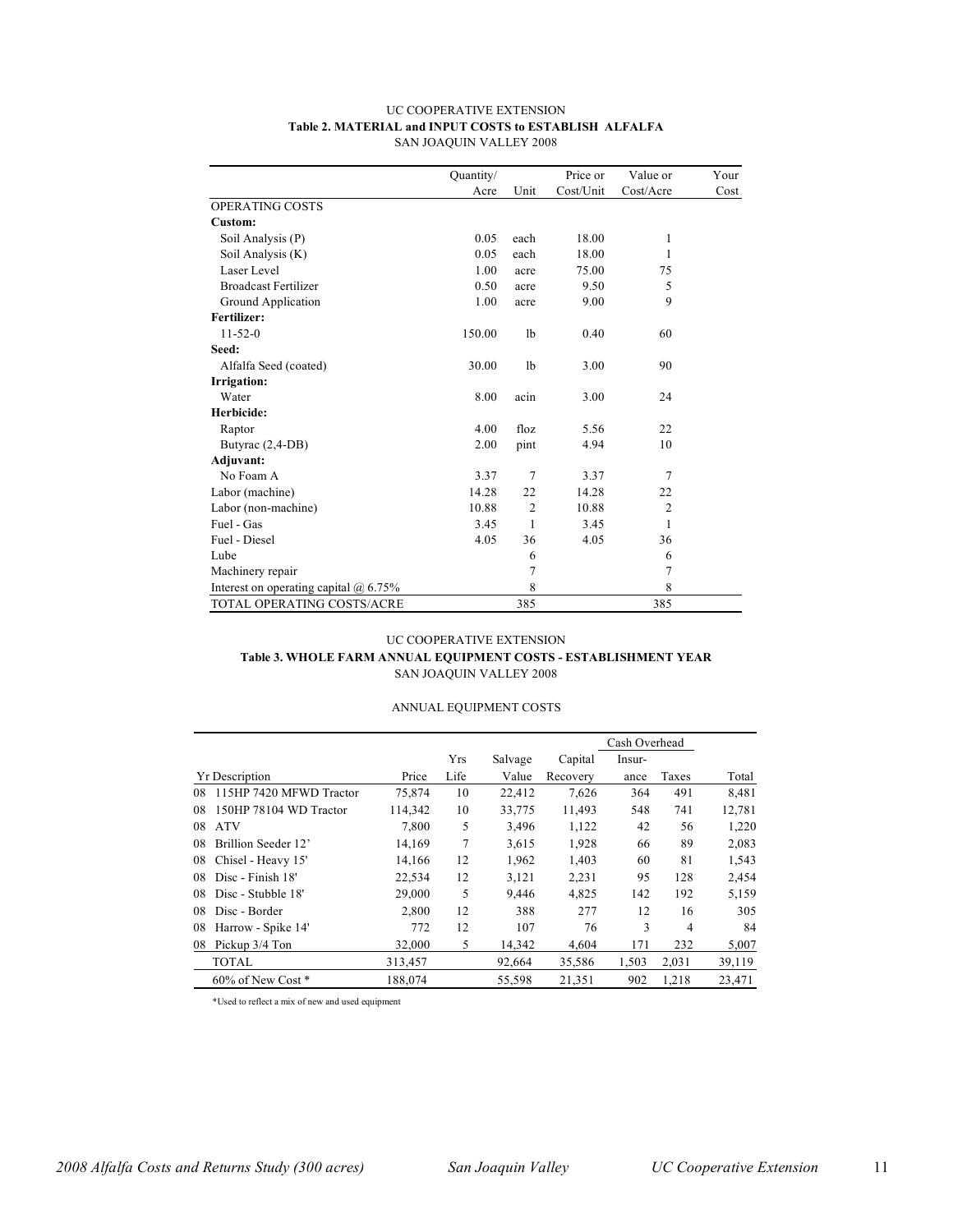UC COOPERATIVE EXTENSION

**Table 2. MATERIAL and INPUT COSTS to ESTABLISH ALFALFA**

SAN JOAQUIN VALLEY 2008

| | Quantity/ Acre | Unit | Price or Cost/Unit | Value or Cost/Acre | Your Cost |
|---|---|---|---|---|---|
| OPERATING COSTS | | | | | |
| **Custom:** | | | | | |
| Soil Analysis (P) | 0.05 | each | 18.00 | 1 | |
| Soil Analysis (K) | 0.05 | each | 18.00 | 1 | |
| Laser Level | 1.00 | acre | 75.00 | 75 | |
| Broadcast Fertilizer | 0.50 | acre | 9.50 | 5 | |
| Ground Application | 1.00 | acre | 9.00 | 9 | |
| **Fertilizer:** | | | | | |
| 11-52-0 | 150.00 | lb | 0.40 | 60 | |
| **Seed:** | | | | | |
| Alfalfa Seed (coated) | 30.00 | lb | 3.00 | 90 | |
| **Irrigation:** | | | | | |
| Water | 8.00 | acin | 3.00 | 24 | |
| **Herbicide:** | | | | | |
| Raptor | 4.00 | floz | 5.56 | 22 | |
| Butyrac (2,4-DB) | 2.00 | pint | 4.94 | 10 | |
| **Adjuvant:** | | | | | |
| No Foam A | 3.37 | 7 | 3.37 | 7 | |
| Labor (machine) | 14.28 | 22 | 14.28 | 22 | |
| Labor (non-machine) | 10.88 | 2 | 10.88 | 2 | |
| Fuel - Gas | 3.45 | 1 | 3.45 | 1 | |
| Fuel - Diesel | 4.05 | 36 | 4.05 | 36 | |
| Lube | | 6 | | 6 | |
| Machinery repair | | 7 | | 7 | |
| Interest on operating capital @ 6.75% | | 8 | | 8 | |
| TOTAL OPERATING COSTS/ACRE | | 385 | | 385 | |

UC COOPERATIVE EXTENSION

**Table 3. WHOLE FARM ANNUAL EQUIPMENT COSTS - ESTABLISHMENT YEAR**

SAN JOAQUIN VALLEY 2008

ANNUAL EQUIPMENT COSTS

| | | | | | | Cash Overhead | | |
|---|---|---|---|---|---|---|---|---|
| Yr | Description | Price | Yrs Life | Salvage Value | Capital Recovery | Insur-ance | Taxes | Total |
| 08 | 115HP 7420 MFWD Tractor | 75,874 | 10 | 22,412 | 7,626 | 364 | 491 | 8,481 |
| 08 | 150HP 78104 WD Tractor | 114,342 | 10 | 33,775 | 11,493 | 548 | 741 | 12,781 |
| 08 | ATV | 7,800 | 5 | 3,496 | 1,122 | 42 | 56 | 1,220 |
| 08 | Brillion Seeder 12' | 14,169 | 7 | 3,615 | 1,928 | 66 | 89 | 2,083 |
| 08 | Chisel - Heavy 15' | 14,166 | 12 | 1,962 | 1,403 | 60 | 81 | 1,543 |
| 08 | Disc - Finish 18' | 22,534 | 12 | 3,121 | 2,231 | 95 | 128 | 2,454 |
| 08 | Disc - Stubble 18' | 29,000 | 5 | 9,446 | 4,825 | 142 | 192 | 5,159 |
| 08 | Disc - Border | 2,800 | 12 | 388 | 277 | 12 | 16 | 305 |
| 08 | Harrow - Spike 14' | 772 | 12 | 107 | 76 | 3 | 4 | 84 |
| 08 | Pickup 3/4 Ton | 32,000 | 5 | 14,342 | 4,604 | 171 | 232 | 5,007 |
| | TOTAL | 313,457 | | 92,664 | 35,586 | 1,503 | 2,031 | 39,119 |
| | 60% of New Cost * | 188,074 | | 55,598 | 21,351 | 902 | 1,218 | 23,471 |

*Used to reflect a mix of new and used equipment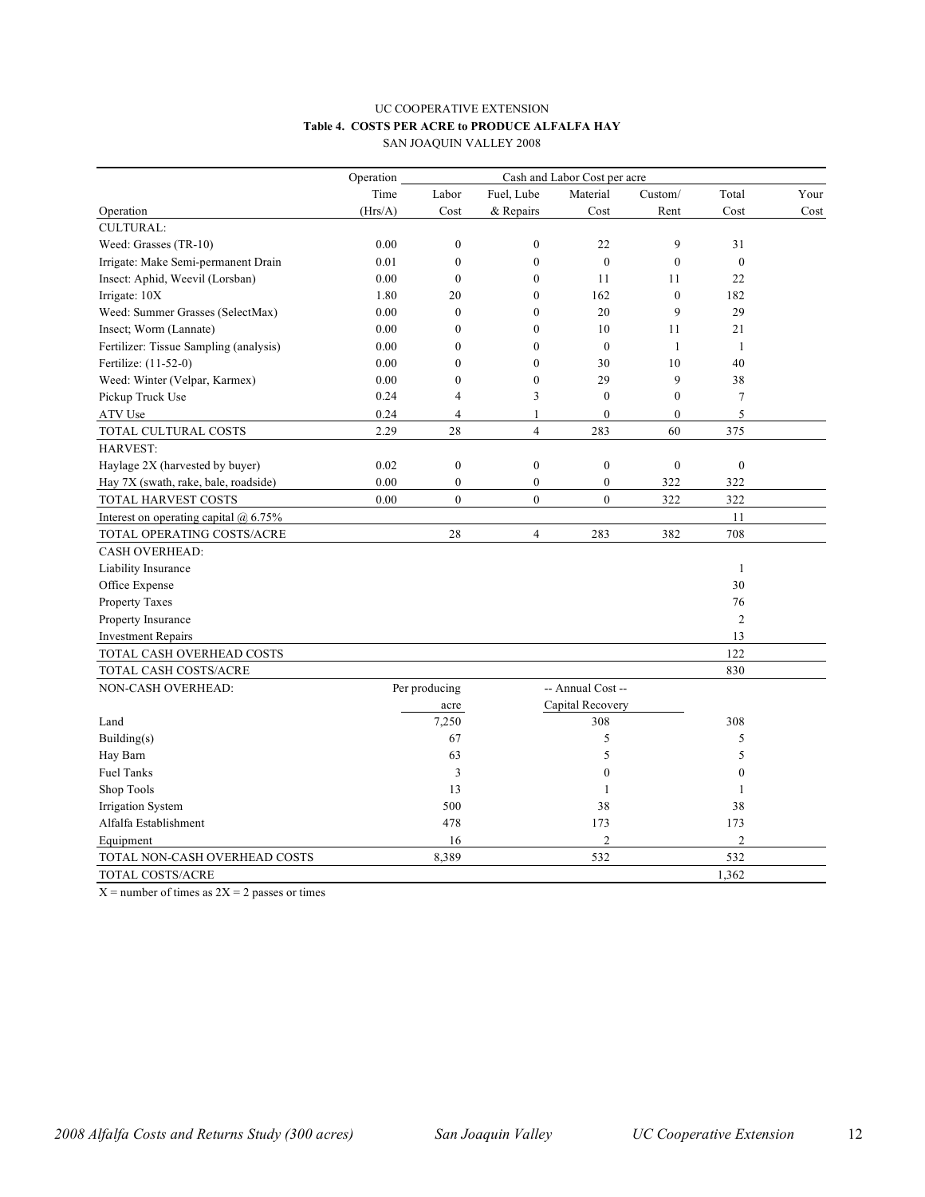UC COOPERATIVE EXTENSION

**Table 4. COSTS PER ACRE to PRODUCE ALFALFA HAY**

SAN JOAQUIN VALLEY 2008

| | Operation | Cash and Labor Cost per acre | | | | | |
|---|---|---|---|---|---|---|---|
| | Time | Labor | Fuel, Lube | Material | Custom/ | Total | Your |
| Operation | (Hrs/A) | Cost | & Repairs | Cost | Rent | Cost | Cost |
| CULTURAL: | | | | | | | |
| Weed: Grasses (TR-10) | 0.00 | 0 | 0 | 22 | 9 | 31 | |
| Irrigate: Make Semi-permanent Drain | 0.01 | 0 | 0 | 0 | 0 | 0 | |
| Insect: Aphid, Weevil (Lorsban) | 0.00 | 0 | 0 | 11 | 11 | 22 | |
| Irrigate: 10X | 1.80 | 20 | 0 | 162 | 0 | 182 | |
| Weed: Summer Grasses (SelectMax) | 0.00 | 0 | 0 | 20 | 9 | 29 | |
| Insect; Worm (Lannate) | 0.00 | 0 | 0 | 10 | 11 | 21 | |
| Fertilizer: Tissue Sampling (analysis) | 0.00 | 0 | 0 | 0 | 1 | 1 | |
| Fertilize: (11-52-0) | 0.00 | 0 | 0 | 30 | 10 | 40 | |
| Weed: Winter (Velpar, Karmex) | 0.00 | 0 | 0 | 29 | 9 | 38 | |
| Pickup Truck Use | 0.24 | 4 | 3 | 0 | 0 | 7 | |
| ATV Use | 0.24 | 4 | 1 | 0 | 0 | 5 | |
| TOTAL CULTURAL COSTS | 2.29 | 28 | 4 | 283 | 60 | 375 | |
| HARVEST: | | | | | | | |
| Haylage 2X (harvested by buyer) | 0.02 | 0 | 0 | 0 | 0 | 0 | |
| Hay 7X (swath, rake, bale, roadside) | 0.00 | 0 | 0 | 0 | 322 | 322 | |
| TOTAL HARVEST COSTS | 0.00 | 0 | 0 | 0 | 322 | 322 | |
| Interest on operating capital @ 6.75% | | | | | | 11 | |
| TOTAL OPERATING COSTS/ACRE | | 28 | 4 | 283 | 382 | 708 | |
| CASH OVERHEAD: | | | | | | | |
| Liability Insurance | | | | | | 1 | |
| Office Expense | | | | | | 30 | |
| Property Taxes | | | | | | 76 | |
| Property Insurance | | | | | | 2 | |
| Investment Repairs | | | | | | 13 | |
| TOTAL CASH OVERHEAD COSTS | | | | | | 122 | |
| TOTAL CASH COSTS/ACRE | | | | | | 830 | |
| NON-CASH OVERHEAD: | | Per producing acre | | -- Annual Cost -- Capital Recovery | | | |
| Land | | 7,250 | | 308 | | 308 | |
| Building(s) | | 67 | | 5 | | 5 | |
| Hay Barn | | 63 | | 5 | | 5 | |
| Fuel Tanks | | 3 | | 0 | | 0 | |
| Shop Tools | | 13 | | 1 | | 1 | |
| Irrigation System | | 500 | | 38 | | 38 | |
| Alfalfa Establishment | | 478 | | 173 | | 173 | |
| Equipment | | 16 | | 2 | | 2 | |
| TOTAL NON-CASH OVERHEAD COSTS | | 8,389 | | 532 | | 532 | |
| TOTAL COSTS/ACRE | | | | | | 1,362 | |

X = number of times as 2X = 2 passes or times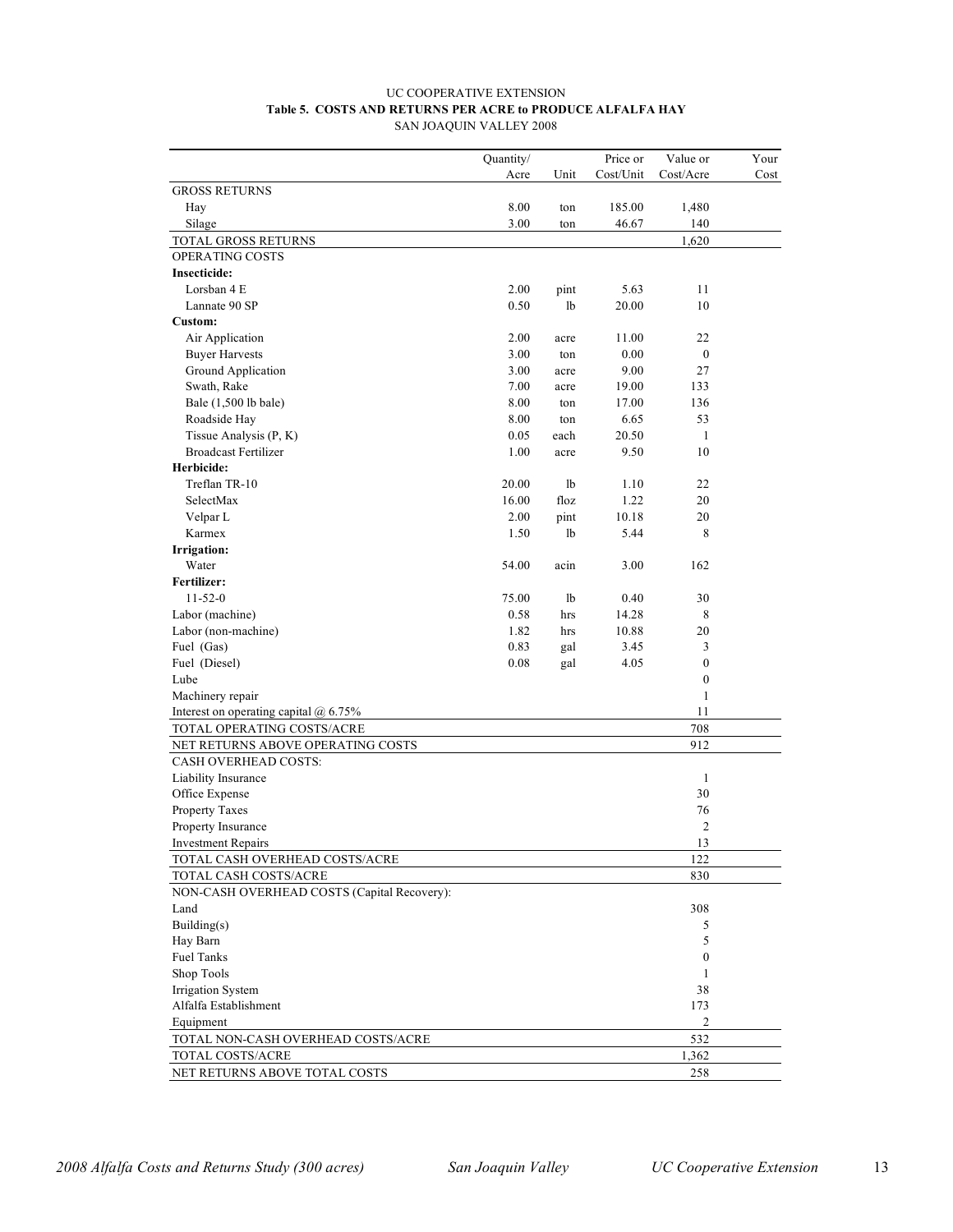UC COOPERATIVE EXTENSION

**Table 5. COSTS AND RETURNS PER ACRE to PRODUCE ALFALFA HAY**

SAN JOAQUIN VALLEY 2008

| | Quantity/ Acre | Unit | Price or Cost/Unit | Value or Cost/Acre | Your Cost |
|---|---|---|---|---|---|
| GROSS RETURNS | | | | | |
| Hay | 8.00 | ton | 185.00 | 1,480 | |
| Silage | 3.00 | ton | 46.67 | 140 | |
| TOTAL GROSS RETURNS | | | | 1,620 | |
| OPERATING COSTS | | | | | |
| **Insecticide:** | | | | | |
| Lorsban 4 E | 2.00 | pint | 5.63 | 11 | |
| Lannate 90 SP | 0.50 | lb | 20.00 | 10 | |
| **Custom:** | | | | | |
| Air Application | 2.00 | acre | 11.00 | 22 | |
| Buyer Harvests | 3.00 | ton | 0.00 | 0 | |
| Ground Application | 3.00 | acre | 9.00 | 27 | |
| Swath, Rake | 7.00 | acre | 19.00 | 133 | |
| Bale (1,500 lb bale) | 8.00 | ton | 17.00 | 136 | |
| Roadside Hay | 8.00 | ton | 6.65 | 53 | |
| Tissue Analysis (P, K) | 0.05 | each | 20.50 | 1 | |
| Broadcast Fertilizer | 1.00 | acre | 9.50 | 10 | |
| **Herbicide:** | | | | | |
| Treflan TR-10 | 20.00 | lb | 1.10 | 22 | |
| SelectMax | 16.00 | floz | 1.22 | 20 | |
| Velpar L | 2.00 | pint | 10.18 | 20 | |
| Karmex | 1.50 | lb | 5.44 | 8 | |
| **Irrigation:** | | | | | |
| Water | 54.00 | acin | 3.00 | 162 | |
| **Fertilizer:** | | | | | |
| 11-52-0 | 75.00 | lb | 0.40 | 30 | |
| Labor (machine) | 0.58 | hrs | 14.28 | 8 | |
| Labor (non-machine) | 1.82 | hrs | 10.88 | 20 | |
| Fuel (Gas) | 0.83 | gal | 3.45 | 3 | |
| Fuel (Diesel) | 0.08 | gal | 4.05 | 0 | |
| Lube | | | | 0 | |
| Machinery repair | | | | 1 | |
| Interest on operating capital @ 6.75% | | | | 11 | |
| TOTAL OPERATING COSTS/ACRE | | | | 708 | |
| NET RETURNS ABOVE OPERATING COSTS | | | | 912 | |
| CASH OVERHEAD COSTS: | | | | | |
| Liability Insurance | | | | 1 | |
| Office Expense | | | | 30 | |
| Property Taxes | | | | 76 | |
| Property Insurance | | | | 2 | |
| Investment Repairs | | | | 13 | |
| TOTAL CASH OVERHEAD COSTS/ACRE | | | | 122 | |
| TOTAL CASH COSTS/ACRE | | | | 830 | |
| NON-CASH OVERHEAD COSTS (Capital Recovery): | | | | | |
| Land | | | | 308 | |
| Building(s) | | | | 5 | |
| Hay Barn | | | | 5 | |
| Fuel Tanks | | | | 0 | |
| Shop Tools | | | | 1 | |
| Irrigation System | | | | 38 | |
| Alfalfa Establishment | | | | 173 | |
| Equipment | | | | 2 | |
| TOTAL NON-CASH OVERHEAD COSTS/ACRE | | | | 532 | |
| TOTAL COSTS/ACRE | | | | 1,362 | |
| NET RETURNS ABOVE TOTAL COSTS | | | | 258 | |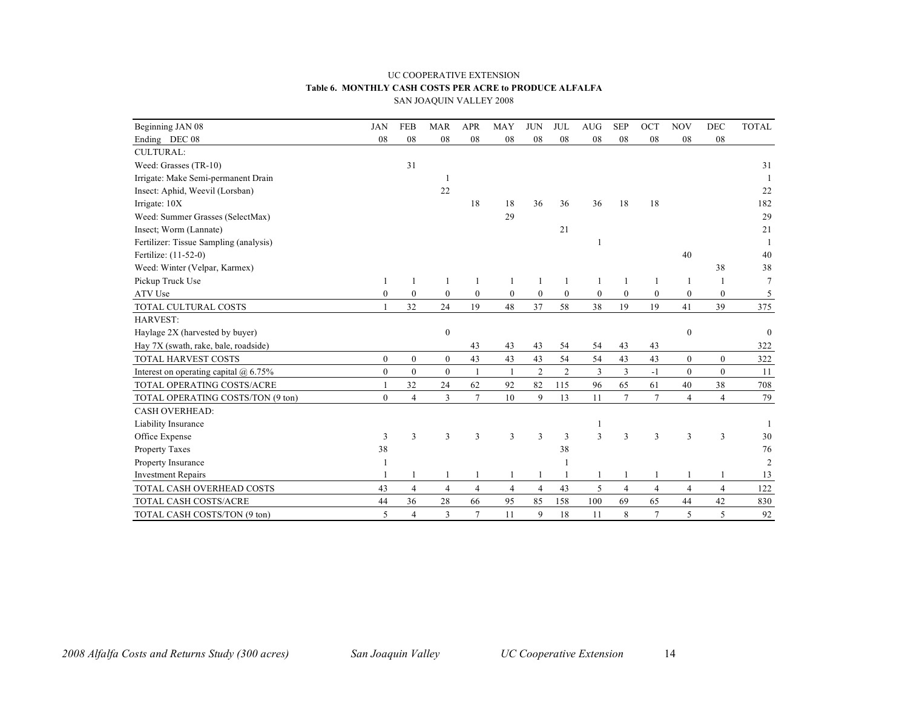UC COOPERATIVE EXTENSION

**Table 6. MONTHLY CASH COSTS PER ACRE to PRODUCE ALFALFA**

SAN JOAQUIN VALLEY 2008

| Beginning JAN 08 | JAN | FEB | MAR | APR | MAY | JUN | JUL | AUG | SEP | OCT | NOV | DEC | TOTAL |
|---|---|---|---|---|---|---|---|---|---|---|---|---|---|
| Ending DEC 08 | 08 | 08 | 08 | 08 | 08 | 08 | 08 | 08 | 08 | 08 | 08 | 08 | |
| CULTURAL: | | | | | | | | | | | | | |
| Weed: Grasses (TR-10) | | 31 | | | | | | | | | | | 31 |
| Irrigate: Make Semi-permanent Drain | | | 1 | | | | | | | | | | 1 |
| Insect: Aphid, Weevil (Lorsban) | | | 22 | | | | | | | | | | 22 |
| Irrigate: 10X | | | | 18 | 18 | 36 | 36 | 36 | 18 | 18 | | | 182 |
| Weed: Summer Grasses (SelectMax) | | | | | 29 | | | | | | | | 29 |
| Insect; Worm (Lannate) | | | | | | | 21 | | | | | | 21 |
| Fertilizer: Tissue Sampling (analysis) | | | | | | | | 1 | | | | | 1 |
| Fertilize: (11-52-0) | | | | | | | | | | | 40 | | 40 |
| Weed: Winter (Velpar, Karmex) | | | | | | | | | | | | 38 | 38 |
| Pickup Truck Use | 1 | 1 | 1 | 1 | 1 | 1 | 1 | 1 | 1 | 1 | 1 | 1 | 7 |
| ATV Use | 0 | 0 | 0 | 0 | 0 | 0 | 0 | 0 | 0 | 0 | 0 | 0 | 5 |
| TOTAL CULTURAL COSTS | 1 | 32 | 24 | 19 | 48 | 37 | 58 | 38 | 19 | 19 | 41 | 39 | 375 |
| HARVEST: | | | | | | | | | | | | | |
| Haylage 2X (harvested by buyer) | | | 0 | | | | | | | | 0 | | 0 |
| Hay 7X (swath, rake, bale, roadside) | | | | 43 | 43 | 43 | 54 | 54 | 43 | 43 | | | 322 |
| TOTAL HARVEST COSTS | 0 | 0 | 0 | 43 | 43 | 43 | 54 | 54 | 43 | 43 | 0 | 0 | 322 |
| Interest on operating capital @ 6.75% | 0 | 0 | 0 | 1 | 1 | 2 | 2 | 3 | 3 | -1 | 0 | 0 | 11 |
| TOTAL OPERATING COSTS/ACRE | 1 | 32 | 24 | 62 | 92 | 82 | 115 | 96 | 65 | 61 | 40 | 38 | 708 |
| TOTAL OPERATING COSTS/TON (9 ton) | 0 | 4 | 3 | 7 | 10 | 9 | 13 | 11 | 7 | 7 | 4 | 4 | 79 |
| CASH OVERHEAD: | | | | | | | | | | | | | |
| Liability Insurance | | | | | | | | 1 | | | | | 1 |
| Office Expense | 3 | 3 | 3 | 3 | 3 | 3 | 3 | 3 | 3 | 3 | 3 | 3 | 30 |
| Property Taxes | 38 | | | | | | 38 | | | | | | 76 |
| Property Insurance | 1 | | | | | | 1 | | | | | | 2 |
| Investment Repairs | 1 | 1 | 1 | 1 | 1 | 1 | 1 | 1 | 1 | 1 | 1 | 1 | 13 |
| TOTAL CASH OVERHEAD COSTS | 43 | 4 | 4 | 4 | 4 | 4 | 43 | 5 | 4 | 4 | 4 | 4 | 122 |
| TOTAL CASH COSTS/ACRE | 44 | 36 | 28 | 66 | 95 | 85 | 158 | 100 | 69 | 65 | 44 | 42 | 830 |
| TOTAL CASH COSTS/TON (9 ton) | 5 | 4 | 3 | 7 | 11 | 9 | 18 | 11 | 8 | 7 | 5 | 5 | 92 |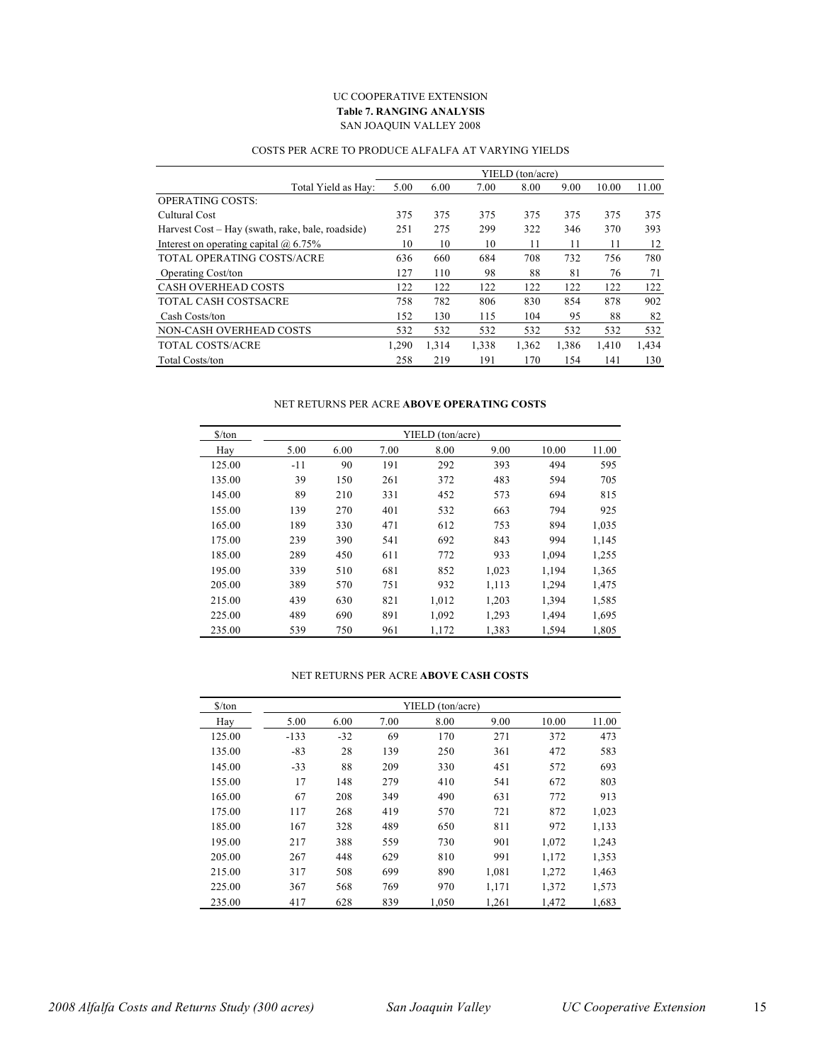UC COOPERATIVE EXTENSION

**Table 7. RANGING ANALYSIS**

SAN JOAQUIN VALLEY 2008

COSTS PER ACRE TO PRODUCE ALFALFA AT VARYING YIELDS

| | YIELD (ton/acre) | | | | | | |
|---|---|---|---|---|---|---|---|
| Total Yield as Hay: | 5.00 | 6.00 | 7.00 | 8.00 | 9.00 | 10.00 | 11.00 |
| OPERATING COSTS: | | | | | | | |
| Cultural Cost | 375 | 375 | 375 | 375 | 375 | 375 | 375 |
| Harvest Cost – Hay (swath, rake, bale, roadside) | 251 | 275 | 299 | 322 | 346 | 370 | 393 |
| Interest on operating capital @ 6.75% | 10 | 10 | 10 | 11 | 11 | 11 | 12 |
| TOTAL OPERATING COSTS/ACRE | 636 | 660 | 684 | 708 | 732 | 756 | 780 |
| Operating Cost/ton | 127 | 110 | 98 | 88 | 81 | 76 | 71 |
| CASH OVERHEAD COSTS | 122 | 122 | 122 | 122 | 122 | 122 | 122 |
| TOTAL CASH COSTSACRE | 758 | 782 | 806 | 830 | 854 | 878 | 902 |
| Cash Costs/ton | 152 | 130 | 115 | 104 | 95 | 88 | 82 |
| NON-CASH OVERHEAD COSTS | 532 | 532 | 532 | 532 | 532 | 532 | 532 |
| TOTAL COSTS/ACRE | 1,290 | 1,314 | 1,338 | 1,362 | 1,386 | 1,410 | 1,434 |
| Total Costs/ton | 258 | 219 | 191 | 170 | 154 | 141 | 130 |

NET RETURNS PER ACRE **ABOVE OPERATING COSTS**

| $/ton | YIELD (ton/acre) | | | | | | |
|---|---|---|---|---|---|---|---|
| Hay | 5.00 | 6.00 | 7.00 | 8.00 | 9.00 | 10.00 | 11.00 |
| 125.00 | -11 | 90 | 191 | 292 | 393 | 494 | 595 |
| 135.00 | 39 | 150 | 261 | 372 | 483 | 594 | 705 |
| 145.00 | 89 | 210 | 331 | 452 | 573 | 694 | 815 |
| 155.00 | 139 | 270 | 401 | 532 | 663 | 794 | 925 |
| 165.00 | 189 | 330 | 471 | 612 | 753 | 894 | 1,035 |
| 175.00 | 239 | 390 | 541 | 692 | 843 | 994 | 1,145 |
| 185.00 | 289 | 450 | 611 | 772 | 933 | 1,094 | 1,255 |
| 195.00 | 339 | 510 | 681 | 852 | 1,023 | 1,194 | 1,365 |
| 205.00 | 389 | 570 | 751 | 932 | 1,113 | 1,294 | 1,475 |
| 215.00 | 439 | 630 | 821 | 1,012 | 1,203 | 1,394 | 1,585 |
| 225.00 | 489 | 690 | 891 | 1,092 | 1,293 | 1,494 | 1,695 |
| 235.00 | 539 | 750 | 961 | 1,172 | 1,383 | 1,594 | 1,805 |

NET RETURNS PER ACRE **ABOVE CASH COSTS**

| $/ton | YIELD (ton/acre) | | | | | | |
|---|---|---|---|---|---|---|---|
| Hay | 5.00 | 6.00 | 7.00 | 8.00 | 9.00 | 10.00 | 11.00 |
| 125.00 | -133 | -32 | 69 | 170 | 271 | 372 | 473 |
| 135.00 | -83 | 28 | 139 | 250 | 361 | 472 | 583 |
| 145.00 | -33 | 88 | 209 | 330 | 451 | 572 | 693 |
| 155.00 | 17 | 148 | 279 | 410 | 541 | 672 | 803 |
| 165.00 | 67 | 208 | 349 | 490 | 631 | 772 | 913 |
| 175.00 | 117 | 268 | 419 | 570 | 721 | 872 | 1,023 |
| 185.00 | 167 | 328 | 489 | 650 | 811 | 972 | 1,133 |
| 195.00 | 217 | 388 | 559 | 730 | 901 | 1,072 | 1,243 |
| 205.00 | 267 | 448 | 629 | 810 | 991 | 1,172 | 1,353 |
| 215.00 | 317 | 508 | 699 | 890 | 1,081 | 1,272 | 1,463 |
| 225.00 | 367 | 568 | 769 | 970 | 1,171 | 1,372 | 1,573 |
| 235.00 | 417 | 628 | 839 | 1,050 | 1,261 | 1,472 | 1,683 |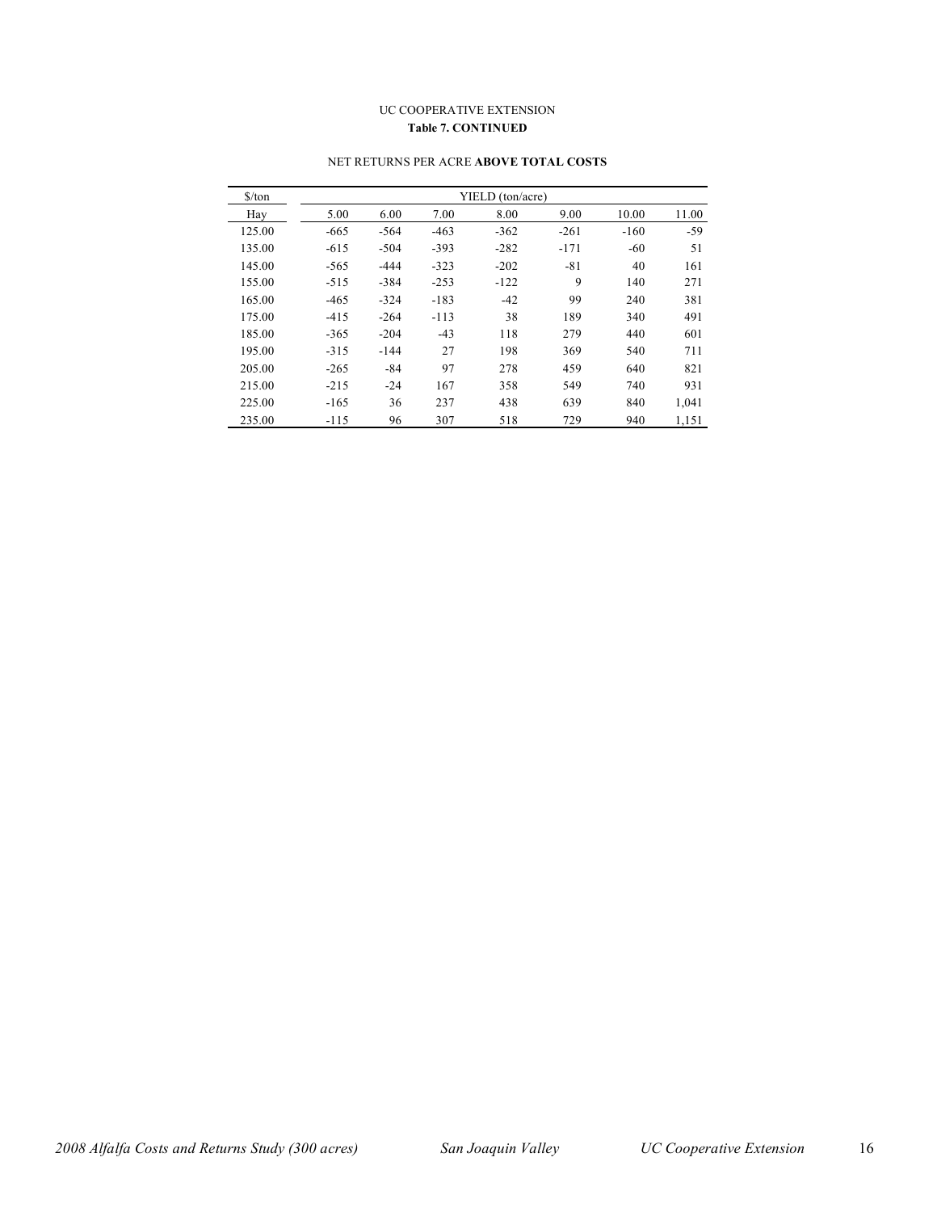UC COOPERATIVE EXTENSION

**Table 7. CONTINUED**

NET RETURNS PER ACRE **ABOVE TOTAL COSTS**

| $/ton | YIELD (ton/acre) | | | | | | |
|---|---|---|---|---|---|---|---|
| Hay | 5.00 | 6.00 | 7.00 | 8.00 | 9.00 | 10.00 | 11.00 |
| 125.00 | -665 | -564 | -463 | -362 | -261 | -160 | -59 |
| 135.00 | -615 | -504 | -393 | -282 | -171 | -60 | 51 |
| 145.00 | -565 | -444 | -323 | -202 | -81 | 40 | 161 |
| 155.00 | -515 | -384 | -253 | -122 | 9 | 140 | 271 |
| 165.00 | -465 | -324 | -183 | -42 | 99 | 240 | 381 |
| 175.00 | -415 | -264 | -113 | 38 | 189 | 340 | 491 |
| 185.00 | -365 | -204 | -43 | 118 | 279 | 440 | 601 |
| 195.00 | -315 | -144 | 27 | 198 | 369 | 540 | 711 |
| 205.00 | -265 | -84 | 97 | 278 | 459 | 640 | 821 |
| 215.00 | -215 | -24 | 167 | 358 | 549 | 740 | 931 |
| 225.00 | -165 | 36 | 237 | 438 | 639 | 840 | 1,041 |
| 235.00 | -115 | 96 | 307 | 518 | 729 | 940 | 1,151 |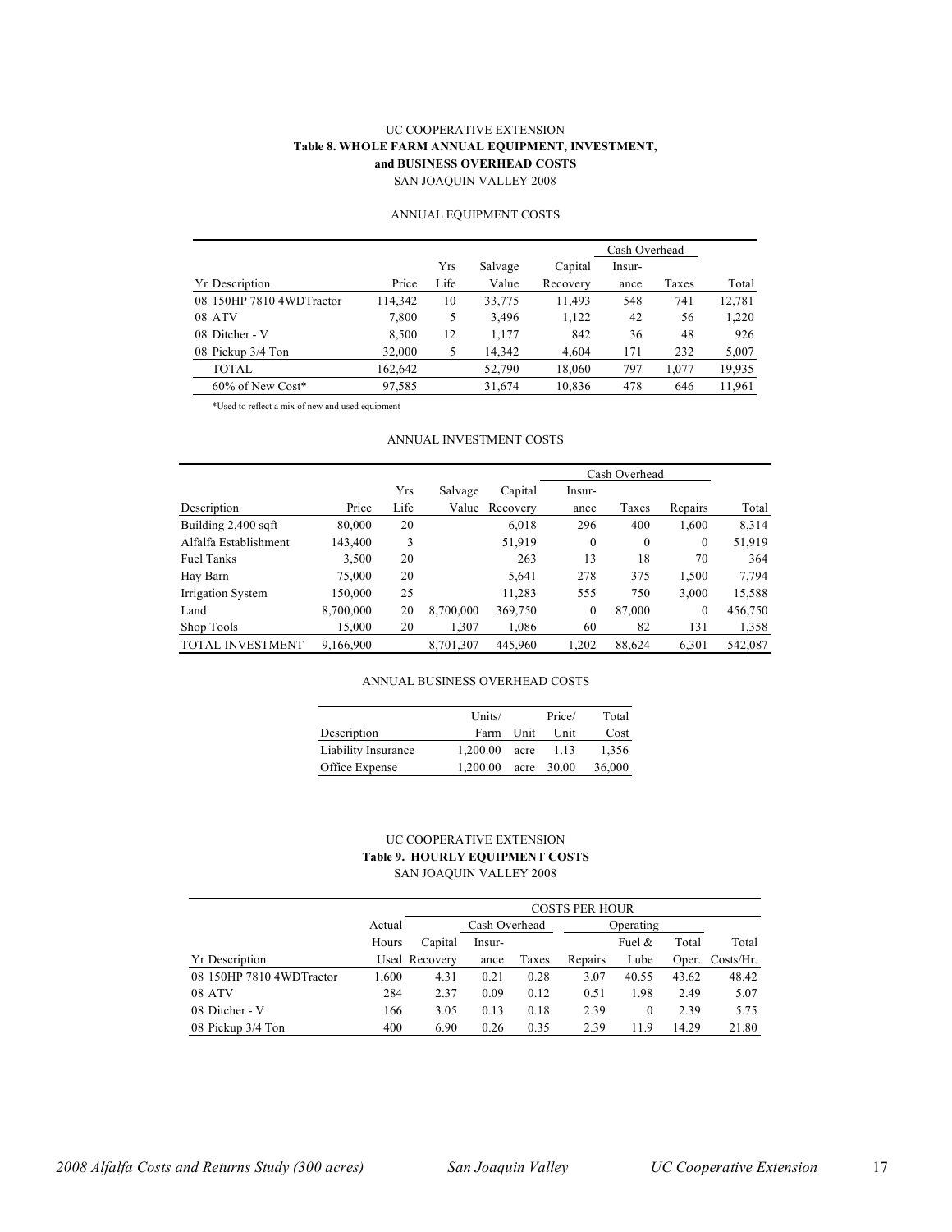UC COOPERATIVE EXTENSION

**Table 8. WHOLE FARM ANNUAL EQUIPMENT, INVESTMENT, and BUSINESS OVERHEAD COSTS**

SAN JOAQUIN VALLEY 2008

ANNUAL EQUIPMENT COSTS

| | | | | | Cash Overhead | | |
|---|---|---|---|---|---|---|---|
| Yr Description | Price | Yrs Life | Salvage Value | Capital Recovery | Insur-ance | Taxes | Total |
| 08 150HP 7810 4WDTractor | 114,342 | 10 | 33,775 | 11,493 | 548 | 741 | 12,781 |
| 08 ATV | 7,800 | 5 | 3,496 | 1,122 | 42 | 56 | 1,220 |
| 08 Ditcher - V | 8,500 | 12 | 1,177 | 842 | 36 | 48 | 926 |
| 08 Pickup 3/4 Ton | 32,000 | 5 | 14,342 | 4,604 | 171 | 232 | 5,007 |
| TOTAL | 162,642 | | 52,790 | 18,060 | 797 | 1,077 | 19,935 |
| 60% of New Cost* | 97,585 | | 31,674 | 10,836 | 478 | 646 | 11,961 |

*Used to reflect a mix of new and used equipment

ANNUAL INVESTMENT COSTS

| | | | | | Cash Overhead | | | |
|---|---|---|---|---|---|---|---|---|
| Description | Price | Yrs Life | Salvage Value | Capital Recovery | Insur-ance | Taxes | Repairs | Total |
| Building 2,400 sqft | 80,000 | 20 | | 6,018 | 296 | 400 | 1,600 | 8,314 |
| Alfalfa Establishment | 143,400 | 3 | | 51,919 | 0 | 0 | 0 | 51,919 |
| Fuel Tanks | 3,500 | 20 | | 263 | 13 | 18 | 70 | 364 |
| Hay Barn | 75,000 | 20 | | 5,641 | 278 | 375 | 1,500 | 7,794 |
| Irrigation System | 150,000 | 25 | | 11,283 | 555 | 750 | 3,000 | 15,588 |
| Land | 8,700,000 | 20 | 8,700,000 | 369,750 | 0 | 87,000 | 0 | 456,750 |
| Shop Tools | 15,000 | 20 | 1,307 | 1,086 | 60 | 82 | 131 | 1,358 |
| TOTAL INVESTMENT | 9,166,900 | | 8,701,307 | 445,960 | 1,202 | 88,624 | 6,301 | 542,087 |

ANNUAL BUSINESS OVERHEAD COSTS

| Description | Units/ Farm | Unit | Price/ Unit | Total Cost |
|---|---|---|---|---|
| Liability Insurance | 1,200.00 | acre | 1.13 | 1,356 |
| Office Expense | 1,200.00 | acre | 30.00 | 36,000 |

UC COOPERATIVE EXTENSION

**Table 9. HOURLY EQUIPMENT COSTS**

SAN JOAQUIN VALLEY 2008

| | | COSTS PER HOUR | | | | | | |
|---|---|---|---|---|---|---|---|---|
| | | | Cash Overhead | | Operating | | | |
| Yr Description | Actual Hours Used | Capital Recovery | Insur-ance | Taxes | Repairs | Fuel & Lube | Total Oper. | Total Costs/Hr. |
| 08 150HP 7810 4WDTractor | 1,600 | 4.31 | 0.21 | 0.28 | 3.07 | 40.55 | 43.62 | 48.42 |
| 08 ATV | 284 | 2.37 | 0.09 | 0.12 | 0.51 | 1.98 | 2.49 | 5.07 |
| 08 Ditcher - V | 166 | 3.05 | 0.13 | 0.18 | 2.39 | 0 | 2.39 | 5.75 |
| 08 Pickup 3/4 Ton | 400 | 6.90 | 0.26 | 0.35 | 2.39 | 11.9 | 14.29 | 21.80 |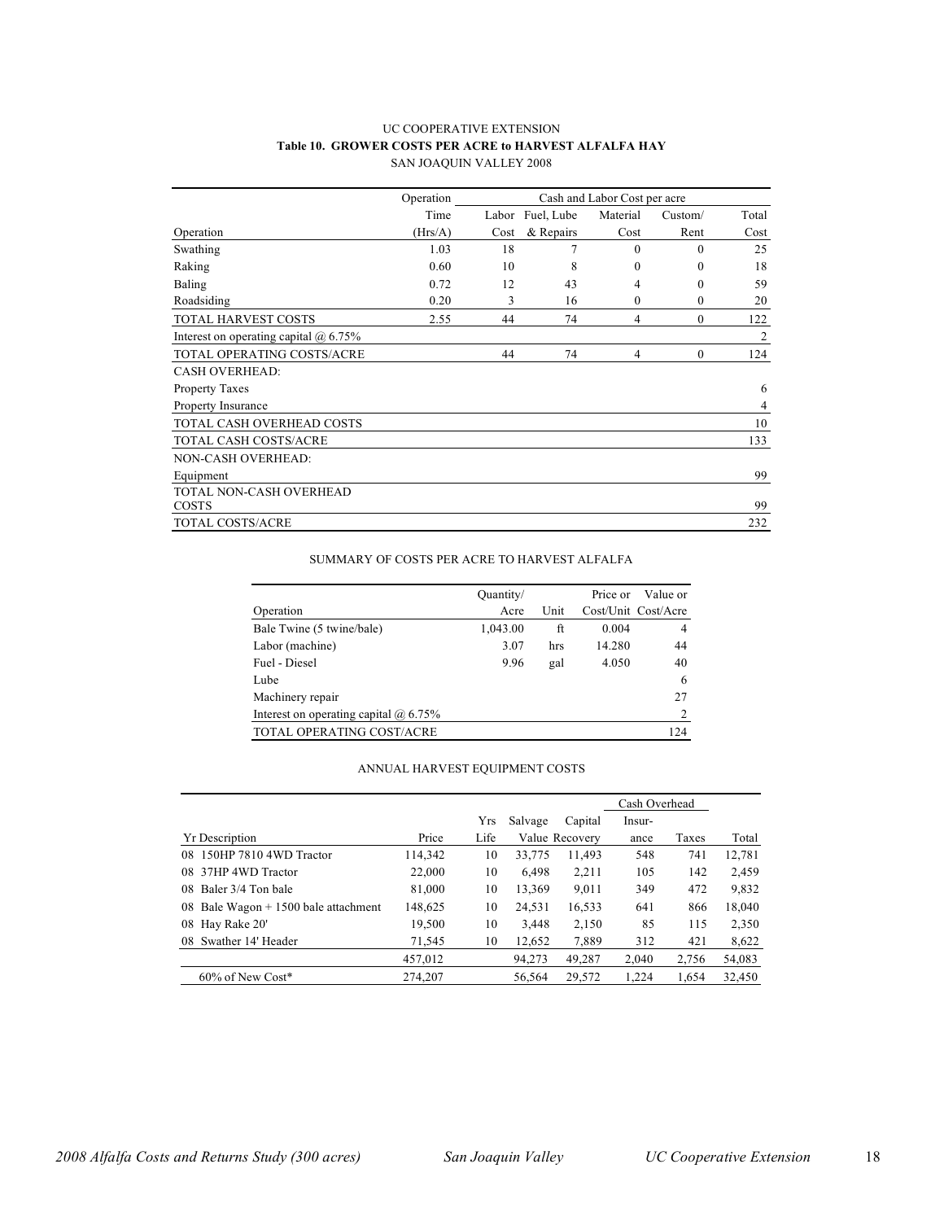UC COOPERATIVE EXTENSION

**Table 10. GROWER COSTS PER ACRE to HARVEST ALFALFA HAY**

SAN JOAQUIN VALLEY 2008

| Operation | Operation Time (Hrs/A) | Cash and Labor Cost per acre | | | | |
|---|---|---|---|---|---|---|
| | | Labor Cost | Fuel, Lube & Repairs | Material Cost | Custom/ Rent | Total Cost |
| Swathing | 1.03 | 18 | 7 | 0 | 0 | 25 |
| Raking | 0.60 | 10 | 8 | 0 | 0 | 18 |
| Baling | 0.72 | 12 | 43 | 4 | 0 | 59 |
| Roadsiding | 0.20 | 3 | 16 | 0 | 0 | 20 |
| TOTAL HARVEST COSTS | 2.55 | 44 | 74 | 4 | 0 | 122 |
| Interest on operating capital @ 6.75% | | | | | | 2 |
| TOTAL OPERATING COSTS/ACRE | | 44 | 74 | 4 | 0 | 124 |
| CASH OVERHEAD: | | | | | | |
| Property Taxes | | | | | | 6 |
| Property Insurance | | | | | | 4 |
| TOTAL CASH OVERHEAD COSTS | | | | | | 10 |
| TOTAL CASH COSTS/ACRE | | | | | | 133 |
| NON-CASH OVERHEAD: | | | | | | |
| Equipment | | | | | | 99 |
| TOTAL NON-CASH OVERHEAD COSTS | | | | | | 99 |
| TOTAL COSTS/ACRE | | | | | | 232 |

SUMMARY OF COSTS PER ACRE TO HARVEST ALFALFA

| Operation | Quantity/ Acre | Unit | Price or Cost/Unit | Value or Cost/Acre |
|---|---|---|---|---|
| Bale Twine (5 twine/bale) | 1,043.00 | ft | 0.004 | 4 |
| Labor (machine) | 3.07 | hrs | 14.280 | 44 |
| Fuel - Diesel | 9.96 | gal | 4.050 | 40 |
| Lube | | | | 6 |
| Machinery repair | | | | 27 |
| Interest on operating capital @ 6.75% | | | | 2 |
| TOTAL OPERATING COST/ACRE | | | | 124 |

ANNUAL HARVEST EQUIPMENT COSTS

| Yr Description | Price | Yrs Life | Salvage Value | Capital Recovery | Cash Overhead | | Total |
|---|---|---|---|---|---|---|---|
| | | | | | Insur-ance | Taxes | |
| 08 150HP 7810 4WD Tractor | 114,342 | 10 | 33,775 | 11,493 | 548 | 741 | 12,781 |
| 08 37HP 4WD Tractor | 22,000 | 10 | 6,498 | 2,211 | 105 | 142 | 2,459 |
| 08 Baler 3/4 Ton bale | 81,000 | 10 | 13,369 | 9,011 | 349 | 472 | 9,832 |
| 08 Bale Wagon + 1500 bale attachment | 148,625 | 10 | 24,531 | 16,533 | 641 | 866 | 18,040 |
| 08 Hay Rake 20' | 19,500 | 10 | 3,448 | 2,150 | 85 | 115 | 2,350 |
| 08 Swather 14' Header | 71,545 | 10 | 12,652 | 7,889 | 312 | 421 | 8,622 |
| | 457,012 | | 94,273 | 49,287 | 2,040 | 2,756 | 54,083 |
| 60% of New Cost* | 274,207 | | 56,564 | 29,572 | 1,224 | 1,654 | 32,450 |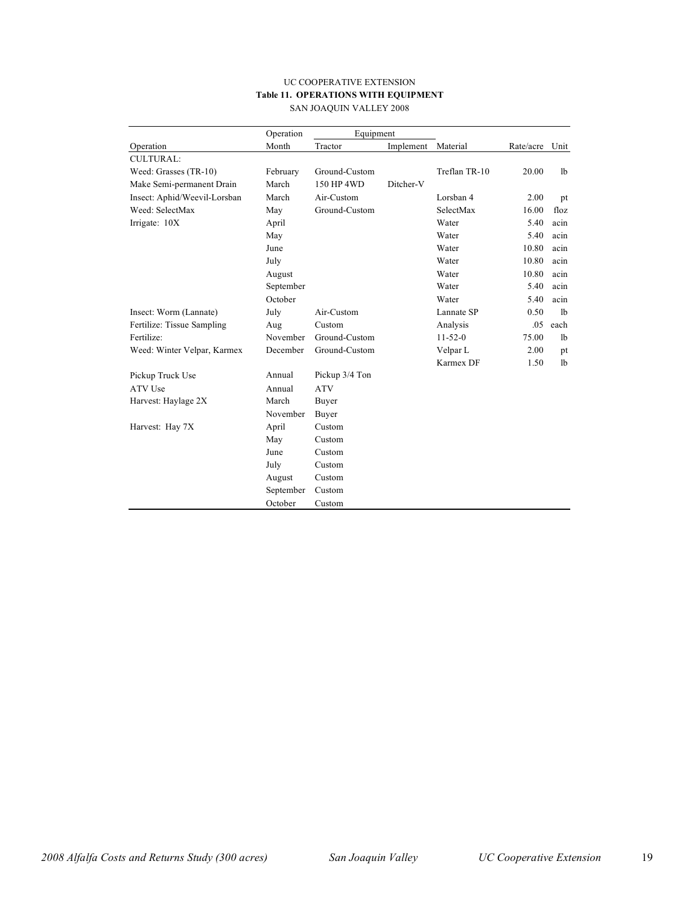UC COOPERATIVE EXTENSION

**Table 11. OPERATIONS WITH EQUIPMENT**

SAN JOAQUIN VALLEY 2008

| | Operation | Equipment | | | | |
|---|---|---|---|---|---|---|
| Operation | Month | Tractor | Implement | Material | Rate/acre | Unit |
| CULTURAL: | | | | | | |
| Weed: Grasses (TR-10) | February | Ground-Custom | | Treflan TR-10 | 20.00 | lb |
| Make Semi-permanent Drain | March | 150 HP 4WD | Ditcher-V | | | |
| Insect: Aphid/Weevil-Lorsban | March | Air-Custom | | Lorsban 4 | 2.00 | pt |
| Weed: SelectMax | May | Ground-Custom | | SelectMax | 16.00 | floz |
| Irrigate: 10X | April | | | Water | 5.40 | acin |
| | May | | | Water | 5.40 | acin |
| | June | | | Water | 10.80 | acin |
| | July | | | Water | 10.80 | acin |
| | August | | | Water | 10.80 | acin |
| | September | | | Water | 5.40 | acin |
| | October | | | Water | 5.40 | acin |
| Insect: Worm (Lannate) | July | Air-Custom | | Lannate SP | 0.50 | lb |
| Fertilize: Tissue Sampling | Aug | Custom | | Analysis | .05 | each |
| Fertilize: | November | Ground-Custom | | 11-52-0 | 75.00 | lb |
| Weed: Winter Velpar, Karmex | December | Ground-Custom | | Velpar L | 2.00 | pt |
| | | | | Karmex DF | 1.50 | lb |
| Pickup Truck Use | Annual | Pickup 3/4 Ton | | | | |
| ATV Use | Annual | ATV | | | | |
| Harvest: Haylage 2X | March | Buyer | | | | |
| | November | Buyer | | | | |
| Harvest: Hay 7X | April | Custom | | | | |
| | May | Custom | | | | |
| | June | Custom | | | | |
| | July | Custom | | | | |
| | August | Custom | | | | |
| | September | Custom | | | | |
| | October | Custom | | | | |